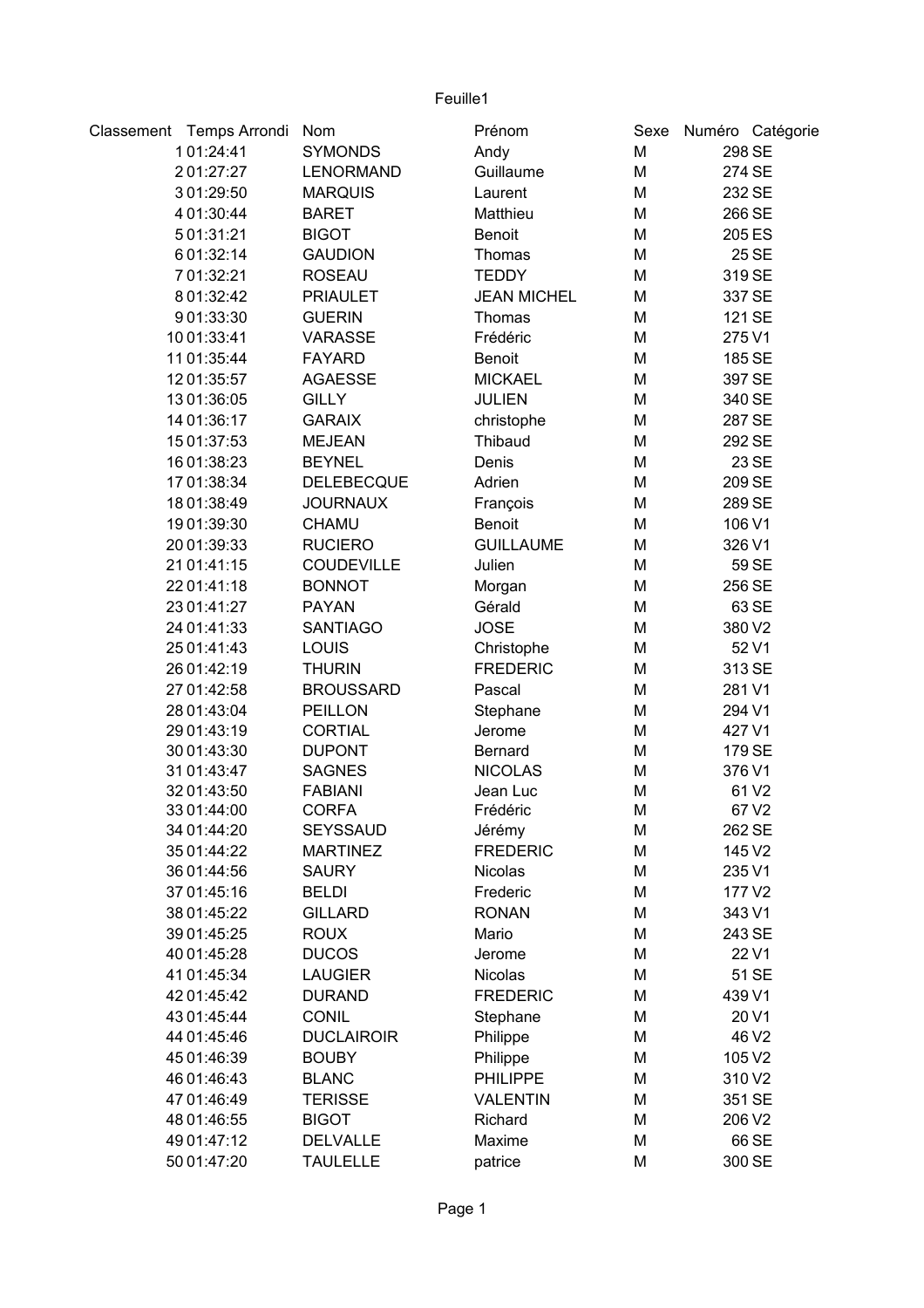Feuille1

| Classement | Temps Arrondi | Nom | Prénom | Sexe | Numéro | Catégorie |
|---|---|---|---|---|---|---|
| 1 | 01:24:41 | SYMONDS | Andy | M | 298 | SE |
| 2 | 01:27:27 | LENORMAND | Guillaume | M | 274 | SE |
| 3 | 01:29:50 | MARQUIS | Laurent | M | 232 | SE |
| 4 | 01:30:44 | BARET | Matthieu | M | 266 | SE |
| 5 | 01:31:21 | BIGOT | Benoit | M | 205 | ES |
| 6 | 01:32:14 | GAUDION | Thomas | M | 25 | SE |
| 7 | 01:32:21 | ROSEAU | TEDDY | M | 319 | SE |
| 8 | 01:32:42 | PRIAULET | JEAN MICHEL | M | 337 | SE |
| 9 | 01:33:30 | GUERIN | Thomas | M | 121 | SE |
| 10 | 01:33:41 | VARASSE | Frédéric | M | 275 | V1 |
| 11 | 01:35:44 | FAYARD | Benoit | M | 185 | SE |
| 12 | 01:35:57 | AGAESSE | MICKAEL | M | 397 | SE |
| 13 | 01:36:05 | GILLY | JULIEN | M | 340 | SE |
| 14 | 01:36:17 | GARAIX | christophe | M | 287 | SE |
| 15 | 01:37:53 | MEJEAN | Thibaud | M | 292 | SE |
| 16 | 01:38:23 | BEYNEL | Denis | M | 23 | SE |
| 17 | 01:38:34 | DELEBECQUE | Adrien | M | 209 | SE |
| 18 | 01:38:49 | JOURNAUX | François | M | 289 | SE |
| 19 | 01:39:30 | CHAMU | Benoit | M | 106 | V1 |
| 20 | 01:39:33 | RUCIERO | GUILLAUME | M | 326 | V1 |
| 21 | 01:41:15 | COUDEVILLE | Julien | M | 59 | SE |
| 22 | 01:41:18 | BONNOT | Morgan | M | 256 | SE |
| 23 | 01:41:27 | PAYAN | Gérald | M | 63 | SE |
| 24 | 01:41:33 | SANTIAGO | JOSE | M | 380 | V2 |
| 25 | 01:41:43 | LOUIS | Christophe | M | 52 | V1 |
| 26 | 01:42:19 | THURIN | FREDERIC | M | 313 | SE |
| 27 | 01:42:58 | BROUSSARD | Pascal | M | 281 | V1 |
| 28 | 01:43:04 | PEILLON | Stephane | M | 294 | V1 |
| 29 | 01:43:19 | CORTIAL | Jerome | M | 427 | V1 |
| 30 | 01:43:30 | DUPONT | Bernard | M | 179 | SE |
| 31 | 01:43:47 | SAGNES | NICOLAS | M | 376 | V1 |
| 32 | 01:43:50 | FABIANI | Jean Luc | M | 61 | V2 |
| 33 | 01:44:00 | CORFA | Frédéric | M | 67 | V2 |
| 34 | 01:44:20 | SEYSSAUD | Jérémy | M | 262 | SE |
| 35 | 01:44:22 | MARTINEZ | FREDERIC | M | 145 | V2 |
| 36 | 01:44:56 | SAURY | Nicolas | M | 235 | V1 |
| 37 | 01:45:16 | BELDI | Frederic | M | 177 | V2 |
| 38 | 01:45:22 | GILLARD | RONAN | M | 343 | V1 |
| 39 | 01:45:25 | ROUX | Mario | M | 243 | SE |
| 40 | 01:45:28 | DUCOS | Jerome | M | 22 | V1 |
| 41 | 01:45:34 | LAUGIER | Nicolas | M | 51 | SE |
| 42 | 01:45:42 | DURAND | FREDERIC | M | 439 | V1 |
| 43 | 01:45:44 | CONIL | Stephane | M | 20 | V1 |
| 44 | 01:45:46 | DUCLAIROIR | Philippe | M | 46 | V2 |
| 45 | 01:46:39 | BOUBY | Philippe | M | 105 | V2 |
| 46 | 01:46:43 | BLANC | PHILIPPE | M | 310 | V2 |
| 47 | 01:46:49 | TERISSE | VALENTIN | M | 351 | SE |
| 48 | 01:46:55 | BIGOT | Richard | M | 206 | V2 |
| 49 | 01:47:12 | DELVALLE | Maxime | M | 66 | SE |
| 50 | 01:47:20 | TAULELLE | patrice | M | 300 | SE |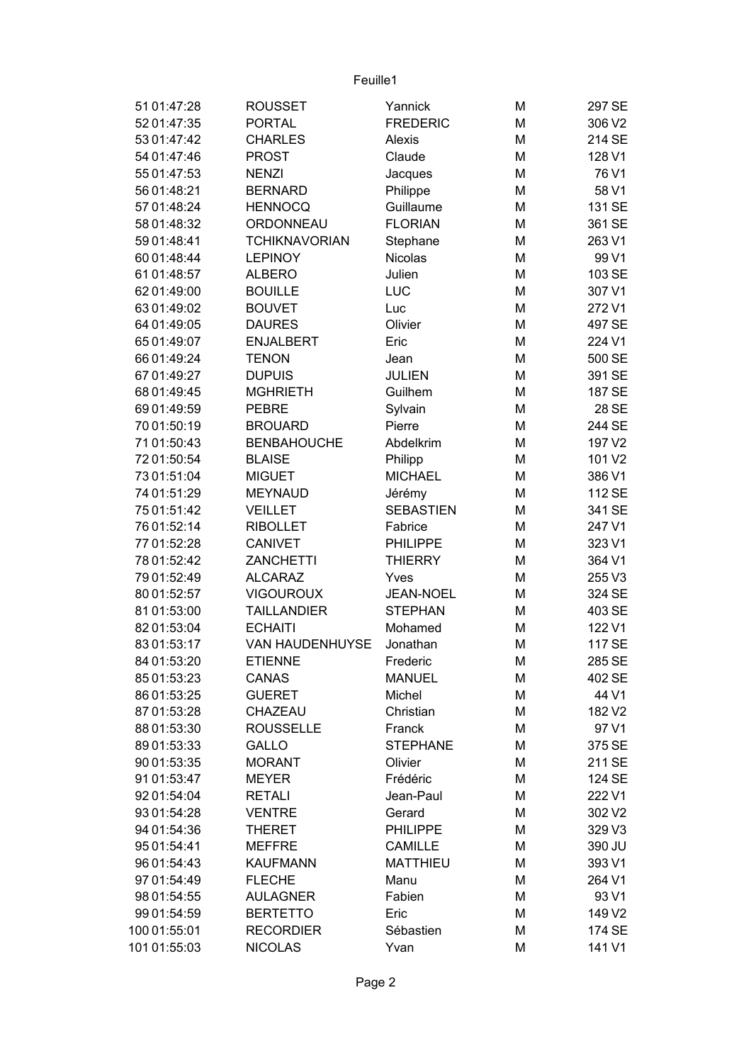| | | | | | | |
|---|---|---|---|---|---|---|
| 51 | 01:47:28 | ROUSSET | Yannick | M | 297 | SE |
| 52 | 01:47:35 | PORTAL | FREDERIC | M | 306 | V2 |
| 53 | 01:47:42 | CHARLES | Alexis | M | 214 | SE |
| 54 | 01:47:46 | PROST | Claude | M | 128 | V1 |
| 55 | 01:47:53 | NENZI | Jacques | M | 76 | V1 |
| 56 | 01:48:21 | BERNARD | Philippe | M | 58 | V1 |
| 57 | 01:48:24 | HENNOCQ | Guillaume | M | 131 | SE |
| 58 | 01:48:32 | ORDONNEAU | FLORIAN | M | 361 | SE |
| 59 | 01:48:41 | TCHIKNAVORIAN | Stephane | M | 263 | V1 |
| 60 | 01:48:44 | LEPINOY | Nicolas | M | 99 | V1 |
| 61 | 01:48:57 | ALBERO | Julien | M | 103 | SE |
| 62 | 01:49:00 | BOUILLE | LUC | M | 307 | V1 |
| 63 | 01:49:02 | BOUVET | Luc | M | 272 | V1 |
| 64 | 01:49:05 | DAURES | Olivier | M | 497 | SE |
| 65 | 01:49:07 | ENJALBERT | Eric | M | 224 | V1 |
| 66 | 01:49:24 | TENON | Jean | M | 500 | SE |
| 67 | 01:49:27 | DUPUIS | JULIEN | M | 391 | SE |
| 68 | 01:49:45 | MGHRIETH | Guilhem | M | 187 | SE |
| 69 | 01:49:59 | PEBRE | Sylvain | M | 28 | SE |
| 70 | 01:50:19 | BROUARD | Pierre | M | 244 | SE |
| 71 | 01:50:43 | BENBAHOUCHE | Abdelkrim | M | 197 | V2 |
| 72 | 01:50:54 | BLAISE | Philipp | M | 101 | V2 |
| 73 | 01:51:04 | MIGUET | MICHAEL | M | 386 | V1 |
| 74 | 01:51:29 | MEYNAUD | Jérémy | M | 112 | SE |
| 75 | 01:51:42 | VEILLET | SEBASTIEN | M | 341 | SE |
| 76 | 01:52:14 | RIBOLLET | Fabrice | M | 247 | V1 |
| 77 | 01:52:28 | CANIVET | PHILIPPE | M | 323 | V1 |
| 78 | 01:52:42 | ZANCHETTI | THIERRY | M | 364 | V1 |
| 79 | 01:52:49 | ALCARAZ | Yves | M | 255 | V3 |
| 80 | 01:52:57 | VIGOUROUX | JEAN-NOEL | M | 324 | SE |
| 81 | 01:53:00 | TAILLANDIER | STEPHAN | M | 403 | SE |
| 82 | 01:53:04 | ECHAITI | Mohamed | M | 122 | V1 |
| 83 | 01:53:17 | VAN HAUDENHUYSE | Jonathan | M | 117 | SE |
| 84 | 01:53:20 | ETIENNE | Frederic | M | 285 | SE |
| 85 | 01:53:23 | CANAS | MANUEL | M | 402 | SE |
| 86 | 01:53:25 | GUERET | Michel | M | 44 | V1 |
| 87 | 01:53:28 | CHAZEAU | Christian | M | 182 | V2 |
| 88 | 01:53:30 | ROUSSELLE | Franck | M | 97 | V1 |
| 89 | 01:53:33 | GALLO | STEPHANE | M | 375 | SE |
| 90 | 01:53:35 | MORANT | Olivier | M | 211 | SE |
| 91 | 01:53:47 | MEYER | Frédéric | M | 124 | SE |
| 92 | 01:54:04 | RETALI | Jean-Paul | M | 222 | V1 |
| 93 | 01:54:28 | VENTRE | Gerard | M | 302 | V2 |
| 94 | 01:54:36 | THERET | PHILIPPE | M | 329 | V3 |
| 95 | 01:54:41 | MEFFRE | CAMILLE | M | 390 | JU |
| 96 | 01:54:43 | KAUFMANN | MATTHIEU | M | 393 | V1 |
| 97 | 01:54:49 | FLECHE | Manu | M | 264 | V1 |
| 98 | 01:54:55 | AULAGNER | Fabien | M | 93 | V1 |
| 99 | 01:54:59 | BERTETTO | Eric | M | 149 | V2 |
| 100 | 01:55:01 | RECORDIER | Sébastien | M | 174 | SE |
| 101 | 01:55:03 | NICOLAS | Yvan | M | 141 | V1 |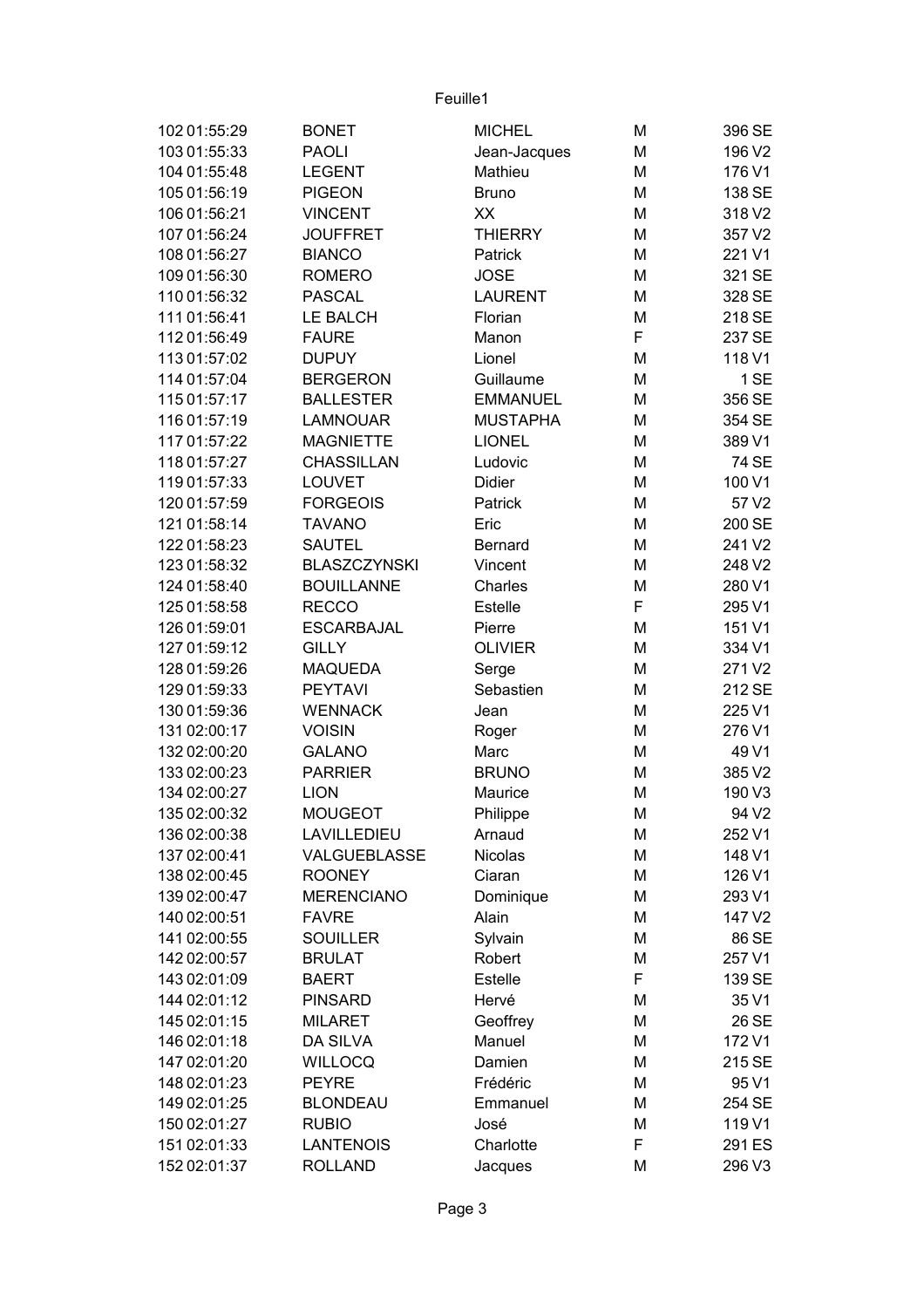| | | | | | |
|---|---|---|---|---|---|
| 102 01:55:29 | BONET | MICHEL | M | 396 | SE |
| 103 01:55:33 | PAOLI | Jean-Jacques | M | 196 | V2 |
| 104 01:55:48 | LEGENT | Mathieu | M | 176 | V1 |
| 105 01:56:19 | PIGEON | Bruno | M | 138 | SE |
| 106 01:56:21 | VINCENT | XX | M | 318 | V2 |
| 107 01:56:24 | JOUFFRET | THIERRY | M | 357 | V2 |
| 108 01:56:27 | BIANCO | Patrick | M | 221 | V1 |
| 109 01:56:30 | ROMERO | JOSE | M | 321 | SE |
| 110 01:56:32 | PASCAL | LAURENT | M | 328 | SE |
| 111 01:56:41 | LE BALCH | Florian | M | 218 | SE |
| 112 01:56:49 | FAURE | Manon | F | 237 | SE |
| 113 01:57:02 | DUPUY | Lionel | M | 118 | V1 |
| 114 01:57:04 | BERGERON | Guillaume | M | 1 | SE |
| 115 01:57:17 | BALLESTER | EMMANUEL | M | 356 | SE |
| 116 01:57:19 | LAMNOUAR | MUSTAPHA | M | 354 | SE |
| 117 01:57:22 | MAGNIETTE | LIONEL | M | 389 | V1 |
| 118 01:57:27 | CHASSILLAN | Ludovic | M | 74 | SE |
| 119 01:57:33 | LOUVET | Didier | M | 100 | V1 |
| 120 01:57:59 | FORGEOIS | Patrick | M | 57 | V2 |
| 121 01:58:14 | TAVANO | Eric | M | 200 | SE |
| 122 01:58:23 | SAUTEL | Bernard | M | 241 | V2 |
| 123 01:58:32 | BLASZCZYNSKI | Vincent | M | 248 | V2 |
| 124 01:58:40 | BOUILLANNE | Charles | M | 280 | V1 |
| 125 01:58:58 | RECCO | Estelle | F | 295 | V1 |
| 126 01:59:01 | ESCARBAJAL | Pierre | M | 151 | V1 |
| 127 01:59:12 | GILLY | OLIVIER | M | 334 | V1 |
| 128 01:59:26 | MAQUEDA | Serge | M | 271 | V2 |
| 129 01:59:33 | PEYTAVI | Sebastien | M | 212 | SE |
| 130 01:59:36 | WENNACK | Jean | M | 225 | V1 |
| 131 02:00:17 | VOISIN | Roger | M | 276 | V1 |
| 132 02:00:20 | GALANO | Marc | M | 49 | V1 |
| 133 02:00:23 | PARRIER | BRUNO | M | 385 | V2 |
| 134 02:00:27 | LION | Maurice | M | 190 | V3 |
| 135 02:00:32 | MOUGEOT | Philippe | M | 94 | V2 |
| 136 02:00:38 | LAVILLEDIEU | Arnaud | M | 252 | V1 |
| 137 02:00:41 | VALGUEBLASSE | Nicolas | M | 148 | V1 |
| 138 02:00:45 | ROONEY | Ciaran | M | 126 | V1 |
| 139 02:00:47 | MERENCIANO | Dominique | M | 293 | V1 |
| 140 02:00:51 | FAVRE | Alain | M | 147 | V2 |
| 141 02:00:55 | SOUILLER | Sylvain | M | 86 | SE |
| 142 02:00:57 | BRULAT | Robert | M | 257 | V1 |
| 143 02:01:09 | BAERT | Estelle | F | 139 | SE |
| 144 02:01:12 | PINSARD | Hervé | M | 35 | V1 |
| 145 02:01:15 | MILARET | Geoffrey | M | 26 | SE |
| 146 02:01:18 | DA SILVA | Manuel | M | 172 | V1 |
| 147 02:01:20 | WILLOCQ | Damien | M | 215 | SE |
| 148 02:01:23 | PEYRE | Frédéric | M | 95 | V1 |
| 149 02:01:25 | BLONDEAU | Emmanuel | M | 254 | SE |
| 150 02:01:27 | RUBIO | José | M | 119 | V1 |
| 151 02:01:33 | LANTENOIS | Charlotte | F | 291 | ES |
| 152 02:01:37 | ROLLAND | Jacques | M | 296 | V3 |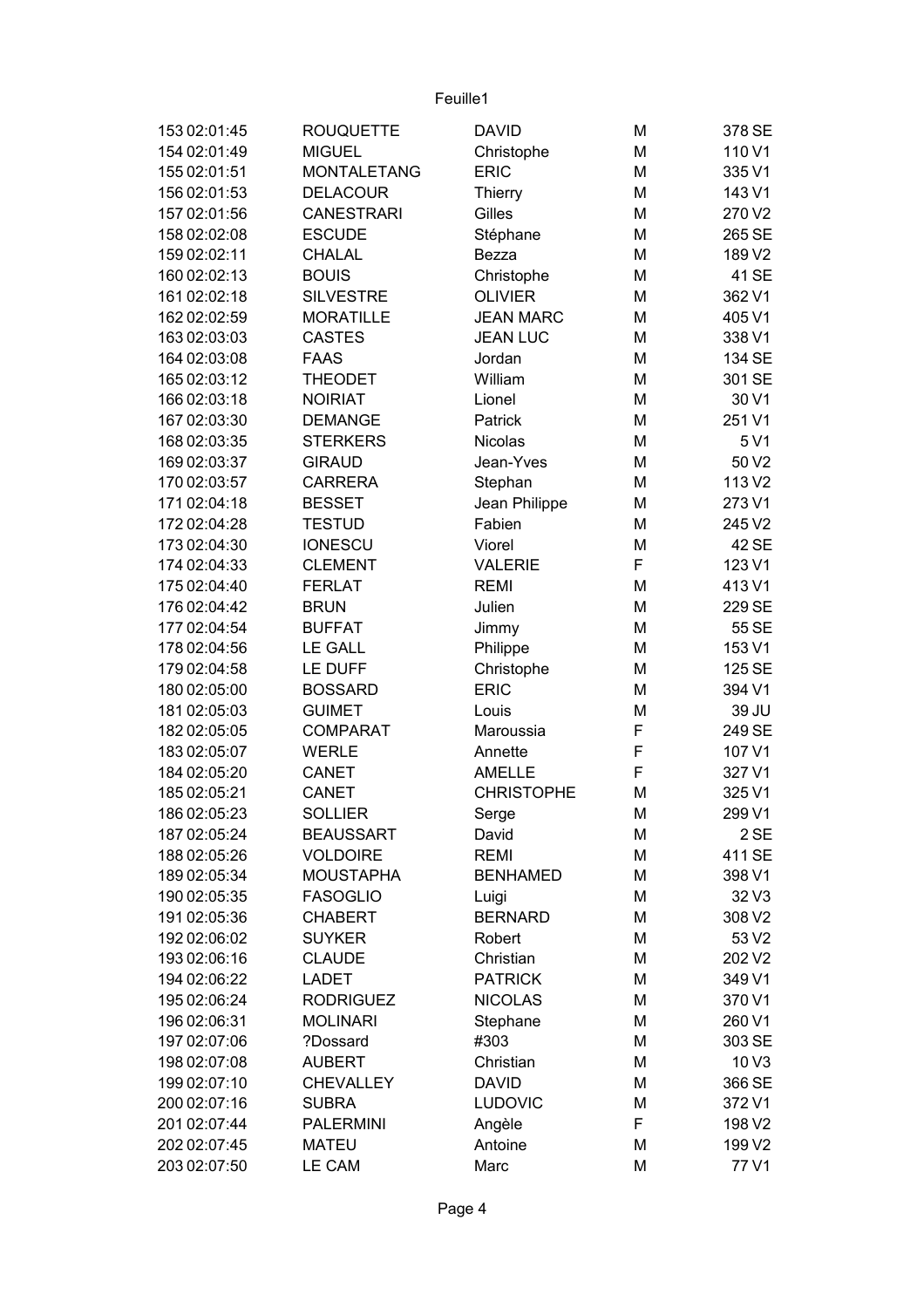| | | | | | | |
|---|---|---|---|---|---|---|
| 153 | 02:01:45 | ROUQUETTE | DAVID | M | 378 | SE |
| 154 | 02:01:49 | MIGUEL | Christophe | M | 110 | V1 |
| 155 | 02:01:51 | MONTALETANG | ERIC | M | 335 | V1 |
| 156 | 02:01:53 | DELACOUR | Thierry | M | 143 | V1 |
| 157 | 02:01:56 | CANESTRARI | Gilles | M | 270 | V2 |
| 158 | 02:02:08 | ESCUDE | Stéphane | M | 265 | SE |
| 159 | 02:02:11 | CHALAL | Bezza | M | 189 | V2 |
| 160 | 02:02:13 | BOUIS | Christophe | M | 41 | SE |
| 161 | 02:02:18 | SILVESTRE | OLIVIER | M | 362 | V1 |
| 162 | 02:02:59 | MORATILLE | JEAN MARC | M | 405 | V1 |
| 163 | 02:03:03 | CASTES | JEAN LUC | M | 338 | V1 |
| 164 | 02:03:08 | FAAS | Jordan | M | 134 | SE |
| 165 | 02:03:12 | THEODET | William | M | 301 | SE |
| 166 | 02:03:18 | NOIRIAT | Lionel | M | 30 | V1 |
| 167 | 02:03:30 | DEMANGE | Patrick | M | 251 | V1 |
| 168 | 02:03:35 | STERKERS | Nicolas | M | 5 | V1 |
| 169 | 02:03:37 | GIRAUD | Jean-Yves | M | 50 | V2 |
| 170 | 02:03:57 | CARRERA | Stephan | M | 113 | V2 |
| 171 | 02:04:18 | BESSET | Jean Philippe | M | 273 | V1 |
| 172 | 02:04:28 | TESTUD | Fabien | M | 245 | V2 |
| 173 | 02:04:30 | IONESCU | Viorel | M | 42 | SE |
| 174 | 02:04:33 | CLEMENT | VALERIE | F | 123 | V1 |
| 175 | 02:04:40 | FERLAT | REMI | M | 413 | V1 |
| 176 | 02:04:42 | BRUN | Julien | M | 229 | SE |
| 177 | 02:04:54 | BUFFAT | Jimmy | M | 55 | SE |
| 178 | 02:04:56 | LE GALL | Philippe | M | 153 | V1 |
| 179 | 02:04:58 | LE DUFF | Christophe | M | 125 | SE |
| 180 | 02:05:00 | BOSSARD | ERIC | M | 394 | V1 |
| 181 | 02:05:03 | GUIMET | Louis | M | 39 | JU |
| 182 | 02:05:05 | COMPARAT | Maroussia | F | 249 | SE |
| 183 | 02:05:07 | WERLE | Annette | F | 107 | V1 |
| 184 | 02:05:20 | CANET | AMELLE | F | 327 | V1 |
| 185 | 02:05:21 | CANET | CHRISTOPHE | M | 325 | V1 |
| 186 | 02:05:23 | SOLLIER | Serge | M | 299 | V1 |
| 187 | 02:05:24 | BEAUSSART | David | M | 2 | SE |
| 188 | 02:05:26 | VOLDOIRE | REMI | M | 411 | SE |
| 189 | 02:05:34 | MOUSTAPHA | BENHAMED | M | 398 | V1 |
| 190 | 02:05:35 | FASOGLIO | Luigi | M | 32 | V3 |
| 191 | 02:05:36 | CHABERT | BERNARD | M | 308 | V2 |
| 192 | 02:06:02 | SUYKER | Robert | M | 53 | V2 |
| 193 | 02:06:16 | CLAUDE | Christian | M | 202 | V2 |
| 194 | 02:06:22 | LADET | PATRICK | M | 349 | V1 |
| 195 | 02:06:24 | RODRIGUEZ | NICOLAS | M | 370 | V1 |
| 196 | 02:06:31 | MOLINARI | Stephane | M | 260 | V1 |
| 197 | 02:07:06 | ?Dossard | #303 | M | 303 | SE |
| 198 | 02:07:08 | AUBERT | Christian | M | 10 | V3 |
| 199 | 02:07:10 | CHEVALLEY | DAVID | M | 366 | SE |
| 200 | 02:07:16 | SUBRA | LUDOVIC | M | 372 | V1 |
| 201 | 02:07:44 | PALERMINI | Angèle | F | 198 | V2 |
| 202 | 02:07:45 | MATEU | Antoine | M | 199 | V2 |
| 203 | 02:07:50 | LE CAM | Marc | M | 77 | V1 |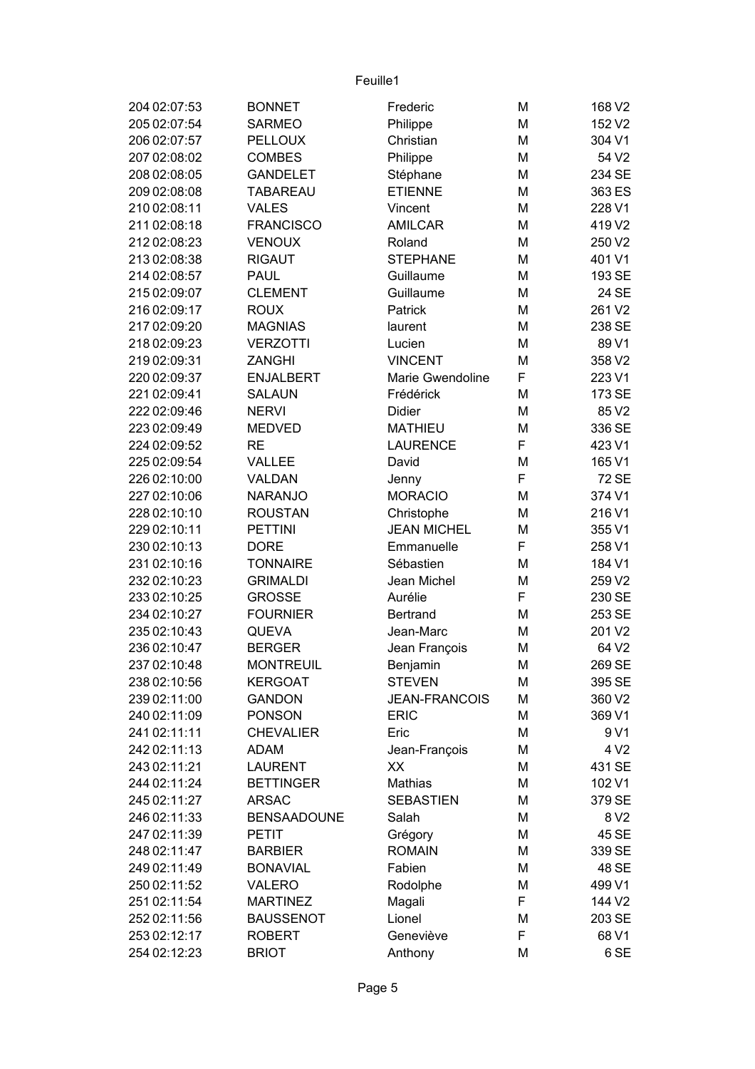| 204 | 02:07:53 | BONNET | Frederic | M | 168 | V2 |
|---|---|---|---|---|---|---|
| 205 | 02:07:54 | SARMEO | Philippe | M | 152 | V2 |
| 206 | 02:07:57 | PELLOUX | Christian | M | 304 | V1 |
| 207 | 02:08:02 | COMBES | Philippe | M | 54 | V2 |
| 208 | 02:08:05 | GANDELET | Stéphane | M | 234 | SE |
| 209 | 02:08:08 | TABAREAU | ETIENNE | M | 363 | ES |
| 210 | 02:08:11 | VALES | Vincent | M | 228 | V1 |
| 211 | 02:08:18 | FRANCISCO | AMILCAR | M | 419 | V2 |
| 212 | 02:08:23 | VENOUX | Roland | M | 250 | V2 |
| 213 | 02:08:38 | RIGAUT | STEPHANE | M | 401 | V1 |
| 214 | 02:08:57 | PAUL | Guillaume | M | 193 | SE |
| 215 | 02:09:07 | CLEMENT | Guillaume | M | 24 | SE |
| 216 | 02:09:17 | ROUX | Patrick | M | 261 | V2 |
| 217 | 02:09:20 | MAGNIAS | laurent | M | 238 | SE |
| 218 | 02:09:23 | VERZOTTI | Lucien | M | 89 | V1 |
| 219 | 02:09:31 | ZANGHI | VINCENT | M | 358 | V2 |
| 220 | 02:09:37 | ENJALBERT | Marie Gwendoline | F | 223 | V1 |
| 221 | 02:09:41 | SALAUN | Frédérick | M | 173 | SE |
| 222 | 02:09:46 | NERVI | Didier | M | 85 | V2 |
| 223 | 02:09:49 | MEDVED | MATHIEU | M | 336 | SE |
| 224 | 02:09:52 | RE | LAURENCE | F | 423 | V1 |
| 225 | 02:09:54 | VALLEE | David | M | 165 | V1 |
| 226 | 02:10:00 | VALDAN | Jenny | F | 72 | SE |
| 227 | 02:10:06 | NARANJO | MORACIO | M | 374 | V1 |
| 228 | 02:10:10 | ROUSTAN | Christophe | M | 216 | V1 |
| 229 | 02:10:11 | PETTINI | JEAN MICHEL | M | 355 | V1 |
| 230 | 02:10:13 | DORE | Emmanuelle | F | 258 | V1 |
| 231 | 02:10:16 | TONNAIRE | Sébastien | M | 184 | V1 |
| 232 | 02:10:23 | GRIMALDI | Jean Michel | M | 259 | V2 |
| 233 | 02:10:25 | GROSSE | Aurélie | F | 230 | SE |
| 234 | 02:10:27 | FOURNIER | Bertrand | M | 253 | SE |
| 235 | 02:10:43 | QUEVA | Jean-Marc | M | 201 | V2 |
| 236 | 02:10:47 | BERGER | Jean François | M | 64 | V2 |
| 237 | 02:10:48 | MONTREUIL | Benjamin | M | 269 | SE |
| 238 | 02:10:56 | KERGOAT | STEVEN | M | 395 | SE |
| 239 | 02:11:00 | GANDON | JEAN-FRANCOIS | M | 360 | V2 |
| 240 | 02:11:09 | PONSON | ERIC | M | 369 | V1 |
| 241 | 02:11:11 | CHEVALIER | Eric | M | 9 | V1 |
| 242 | 02:11:13 | ADAM | Jean-François | M | 4 | V2 |
| 243 | 02:11:21 | LAURENT | XX | M | 431 | SE |
| 244 | 02:11:24 | BETTINGER | Mathias | M | 102 | V1 |
| 245 | 02:11:27 | ARSAC | SEBASTIEN | M | 379 | SE |
| 246 | 02:11:33 | BENSAADOUNE | Salah | M | 8 | V2 |
| 247 | 02:11:39 | PETIT | Grégory | M | 45 | SE |
| 248 | 02:11:47 | BARBIER | ROMAIN | M | 339 | SE |
| 249 | 02:11:49 | BONAVIAL | Fabien | M | 48 | SE |
| 250 | 02:11:52 | VALERO | Rodolphe | M | 499 | V1 |
| 251 | 02:11:54 | MARTINEZ | Magali | F | 144 | V2 |
| 252 | 02:11:56 | BAUSSENOT | Lionel | M | 203 | SE |
| 253 | 02:12:17 | ROBERT | Geneviève | F | 68 | V1 |
| 254 | 02:12:23 | BRIOT | Anthony | M | 6 | SE |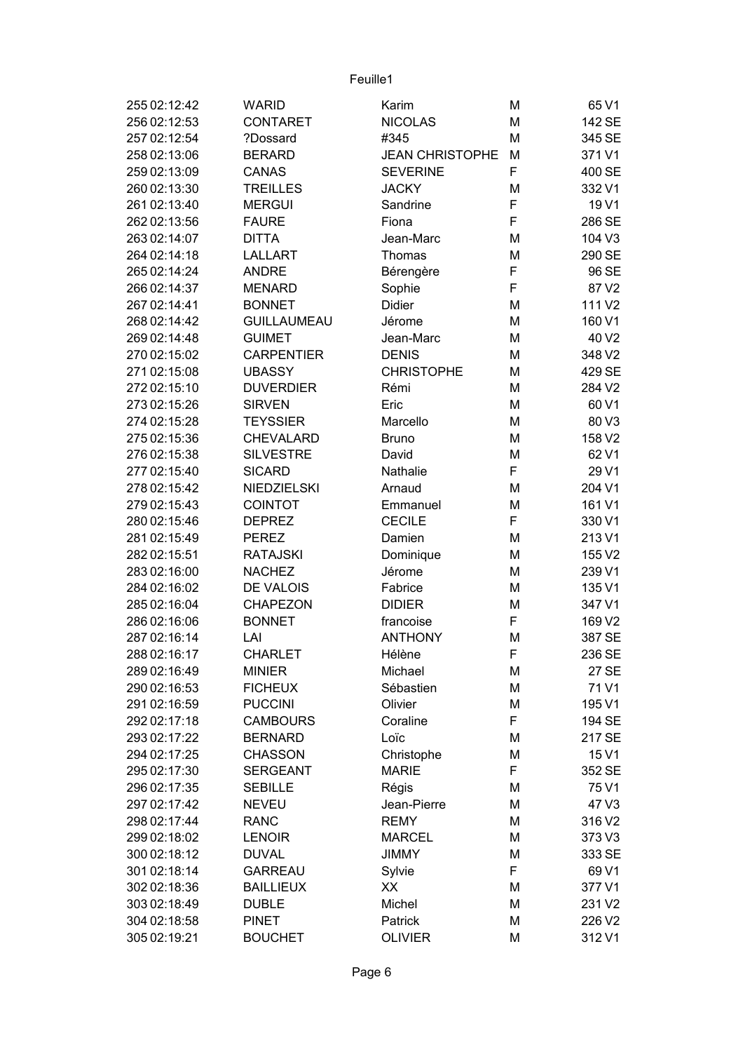| | | | | | |
|---|---|---|---|---|---|
| 255 02:12:42 | WARID | Karim | M | 65 V1 | |
| 256 02:12:53 | CONTARET | NICOLAS | M | 142 SE | |
| 257 02:12:54 | ?Dossard | #345 | M | 345 SE | |
| 258 02:13:06 | BERARD | JEAN CHRISTOPHE | M | 371 V1 | |
| 259 02:13:09 | CANAS | SEVERINE | F | 400 SE | |
| 260 02:13:30 | TREILLES | JACKY | M | 332 V1 | |
| 261 02:13:40 | MERGUI | Sandrine | F | 19 V1 | |
| 262 02:13:56 | FAURE | Fiona | F | 286 SE | |
| 263 02:14:07 | DITTA | Jean-Marc | M | 104 V3 | |
| 264 02:14:18 | LALLART | Thomas | M | 290 SE | |
| 265 02:14:24 | ANDRE | Bérengère | F | 96 SE | |
| 266 02:14:37 | MENARD | Sophie | F | 87 V2 | |
| 267 02:14:41 | BONNET | Didier | M | 111 V2 | |
| 268 02:14:42 | GUILLAUMEAU | Jérome | M | 160 V1 | |
| 269 02:14:48 | GUIMET | Jean-Marc | M | 40 V2 | |
| 270 02:15:02 | CARPENTIER | DENIS | M | 348 V2 | |
| 271 02:15:08 | UBASSY | CHRISTOPHE | M | 429 SE | |
| 272 02:15:10 | DUVERDIER | Rémi | M | 284 V2 | |
| 273 02:15:26 | SIRVEN | Eric | M | 60 V1 | |
| 274 02:15:28 | TEYSSIER | Marcello | M | 80 V3 | |
| 275 02:15:36 | CHEVALARD | Bruno | M | 158 V2 | |
| 276 02:15:38 | SILVESTRE | David | M | 62 V1 | |
| 277 02:15:40 | SICARD | Nathalie | F | 29 V1 | |
| 278 02:15:42 | NIEDZIELSKI | Arnaud | M | 204 V1 | |
| 279 02:15:43 | COINTOT | Emmanuel | M | 161 V1 | |
| 280 02:15:46 | DEPREZ | CECILE | F | 330 V1 | |
| 281 02:15:49 | PEREZ | Damien | M | 213 V1 | |
| 282 02:15:51 | RATAJSKI | Dominique | M | 155 V2 | |
| 283 02:16:00 | NACHEZ | Jérome | M | 239 V1 | |
| 284 02:16:02 | DE VALOIS | Fabrice | M | 135 V1 | |
| 285 02:16:04 | CHAPEZON | DIDIER | M | 347 V1 | |
| 286 02:16:06 | BONNET | francoise | F | 169 V2 | |
| 287 02:16:14 | LAI | ANTHONY | M | 387 SE | |
| 288 02:16:17 | CHARLET | Hélène | F | 236 SE | |
| 289 02:16:49 | MINIER | Michael | M | 27 SE | |
| 290 02:16:53 | FICHEUX | Sébastien | M | 71 V1 | |
| 291 02:16:59 | PUCCINI | Olivier | M | 195 V1 | |
| 292 02:17:18 | CAMBOURS | Coraline | F | 194 SE | |
| 293 02:17:22 | BERNARD | Loïc | M | 217 SE | |
| 294 02:17:25 | CHASSON | Christophe | M | 15 V1 | |
| 295 02:17:30 | SERGEANT | MARIE | F | 352 SE | |
| 296 02:17:35 | SEBILLE | Régis | M | 75 V1 | |
| 297 02:17:42 | NEVEU | Jean-Pierre | M | 47 V3 | |
| 298 02:17:44 | RANC | REMY | M | 316 V2 | |
| 299 02:18:02 | LENOIR | MARCEL | M | 373 V3 | |
| 300 02:18:12 | DUVAL | JIMMY | M | 333 SE | |
| 301 02:18:14 | GARREAU | Sylvie | F | 69 V1 | |
| 302 02:18:36 | BAILLIEUX | XX | M | 377 V1 | |
| 303 02:18:49 | DUBLE | Michel | M | 231 V2 | |
| 304 02:18:58 | PINET | Patrick | M | 226 V2 | |
| 305 02:19:21 | BOUCHET | OLIVIER | M | 312 V1 | |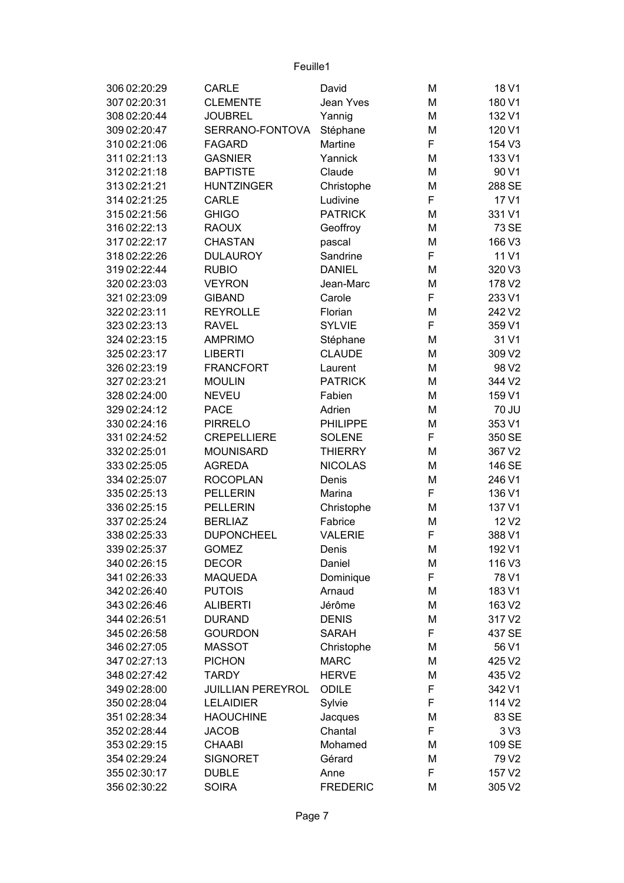| | | | | | |
|---|---|---|---|---|---|
| 306 | 02:20:29 | CARLE | David | M | 18 V1 |
| 307 | 02:20:31 | CLEMENTE | Jean Yves | M | 180 V1 |
| 308 | 02:20:44 | JOUBREL | Yannig | M | 132 V1 |
| 309 | 02:20:47 | SERRANO-FONTOVA | Stéphane | M | 120 V1 |
| 310 | 02:21:06 | FAGARD | Martine | F | 154 V3 |
| 311 | 02:21:13 | GASNIER | Yannick | M | 133 V1 |
| 312 | 02:21:18 | BAPTISTE | Claude | M | 90 V1 |
| 313 | 02:21:21 | HUNTZINGER | Christophe | M | 288 SE |
| 314 | 02:21:25 | CARLE | Ludivine | F | 17 V1 |
| 315 | 02:21:56 | GHIGO | PATRICK | M | 331 V1 |
| 316 | 02:22:13 | RAOUX | Geoffroy | M | 73 SE |
| 317 | 02:22:17 | CHASTAN | pascal | M | 166 V3 |
| 318 | 02:22:26 | DULAUROY | Sandrine | F | 11 V1 |
| 319 | 02:22:44 | RUBIO | DANIEL | M | 320 V3 |
| 320 | 02:23:03 | VEYRON | Jean-Marc | M | 178 V2 |
| 321 | 02:23:09 | GIBAND | Carole | F | 233 V1 |
| 322 | 02:23:11 | REYROLLE | Florian | M | 242 V2 |
| 323 | 02:23:13 | RAVEL | SYLVIE | F | 359 V1 |
| 324 | 02:23:15 | AMPRIMO | Stéphane | M | 31 V1 |
| 325 | 02:23:17 | LIBERTI | CLAUDE | M | 309 V2 |
| 326 | 02:23:19 | FRANCFORT | Laurent | M | 98 V2 |
| 327 | 02:23:21 | MOULIN | PATRICK | M | 344 V2 |
| 328 | 02:24:00 | NEVEU | Fabien | M | 159 V1 |
| 329 | 02:24:12 | PACE | Adrien | M | 70 JU |
| 330 | 02:24:16 | PIRRELO | PHILIPPE | M | 353 V1 |
| 331 | 02:24:52 | CREPELLIERE | SOLENE | F | 350 SE |
| 332 | 02:25:01 | MOUNISARD | THIERRY | M | 367 V2 |
| 333 | 02:25:05 | AGREDA | NICOLAS | M | 146 SE |
| 334 | 02:25:07 | ROCOPLAN | Denis | M | 246 V1 |
| 335 | 02:25:13 | PELLERIN | Marina | F | 136 V1 |
| 336 | 02:25:15 | PELLERIN | Christophe | M | 137 V1 |
| 337 | 02:25:24 | BERLIAZ | Fabrice | M | 12 V2 |
| 338 | 02:25:33 | DUPONCHEEL | VALERIE | F | 388 V1 |
| 339 | 02:25:37 | GOMEZ | Denis | M | 192 V1 |
| 340 | 02:26:15 | DECOR | Daniel | M | 116 V3 |
| 341 | 02:26:33 | MAQUEDA | Dominique | F | 78 V1 |
| 342 | 02:26:40 | PUTOIS | Arnaud | M | 183 V1 |
| 343 | 02:26:46 | ALIBERTI | Jérôme | M | 163 V2 |
| 344 | 02:26:51 | DURAND | DENIS | M | 317 V2 |
| 345 | 02:26:58 | GOURDON | SARAH | F | 437 SE |
| 346 | 02:27:05 | MASSOT | Christophe | M | 56 V1 |
| 347 | 02:27:13 | PICHON | MARC | M | 425 V2 |
| 348 | 02:27:42 | TARDY | HERVE | M | 435 V2 |
| 349 | 02:28:00 | JUILLIAN PEREYROL | ODILE | F | 342 V1 |
| 350 | 02:28:04 | LELAIDIER | Sylvie | F | 114 V2 |
| 351 | 02:28:34 | HAOUCHINE | Jacques | M | 83 SE |
| 352 | 02:28:44 | JACOB | Chantal | F | 3 V3 |
| 353 | 02:29:15 | CHAABI | Mohamed | M | 109 SE |
| 354 | 02:29:24 | SIGNORET | Gérard | M | 79 V2 |
| 355 | 02:30:17 | DUBLE | Anne | F | 157 V2 |
| 356 | 02:30:22 | SOIRA | FREDERIC | M | 305 V2 |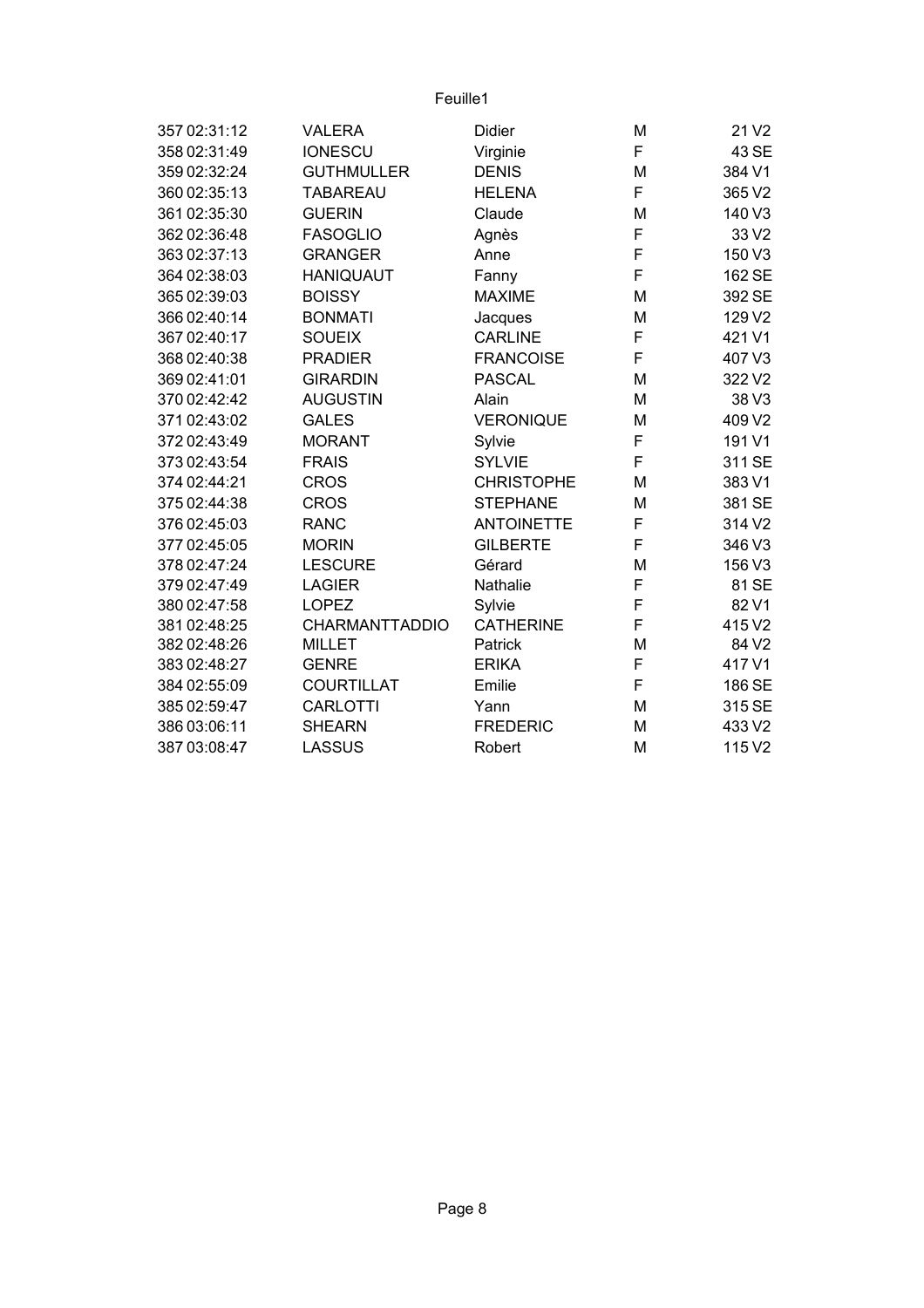| | | | | | |
|---|---|---|---|---|---|
| 357 | 02:31:12 | VALERA | Didier | M | 21 V2 |
| 358 | 02:31:49 | IONESCU | Virginie | F | 43 SE |
| 359 | 02:32:24 | GUTHMULLER | DENIS | M | 384 V1 |
| 360 | 02:35:13 | TABAREAU | HELENA | F | 365 V2 |
| 361 | 02:35:30 | GUERIN | Claude | M | 140 V3 |
| 362 | 02:36:48 | FASOGLIO | Agnès | F | 33 V2 |
| 363 | 02:37:13 | GRANGER | Anne | F | 150 V3 |
| 364 | 02:38:03 | HANIQUAUT | Fanny | F | 162 SE |
| 365 | 02:39:03 | BOISSY | MAXIME | M | 392 SE |
| 366 | 02:40:14 | BONMATI | Jacques | M | 129 V2 |
| 367 | 02:40:17 | SOUEIX | CARLINE | F | 421 V1 |
| 368 | 02:40:38 | PRADIER | FRANCOISE | F | 407 V3 |
| 369 | 02:41:01 | GIRARDIN | PASCAL | M | 322 V2 |
| 370 | 02:42:42 | AUGUSTIN | Alain | M | 38 V3 |
| 371 | 02:43:02 | GALES | VERONIQUE | M | 409 V2 |
| 372 | 02:43:49 | MORANT | Sylvie | F | 191 V1 |
| 373 | 02:43:54 | FRAIS | SYLVIE | F | 311 SE |
| 374 | 02:44:21 | CROS | CHRISTOPHE | M | 383 V1 |
| 375 | 02:44:38 | CROS | STEPHANE | M | 381 SE |
| 376 | 02:45:03 | RANC | ANTOINETTE | F | 314 V2 |
| 377 | 02:45:05 | MORIN | GILBERTE | F | 346 V3 |
| 378 | 02:47:24 | LESCURE | Gérard | M | 156 V3 |
| 379 | 02:47:49 | LAGIER | Nathalie | F | 81 SE |
| 380 | 02:47:58 | LOPEZ | Sylvie | F | 82 V1 |
| 381 | 02:48:25 | CHARMANTTADDIO | CATHERINE | F | 415 V2 |
| 382 | 02:48:26 | MILLET | Patrick | M | 84 V2 |
| 383 | 02:48:27 | GENRE | ERIKA | F | 417 V1 |
| 384 | 02:55:09 | COURTILLAT | Emilie | F | 186 SE |
| 385 | 02:59:47 | CARLOTTI | Yann | M | 315 SE |
| 386 | 03:06:11 | SHEARN | FREDERIC | M | 433 V2 |
| 387 | 03:08:47 | LASSUS | Robert | M | 115 V2 |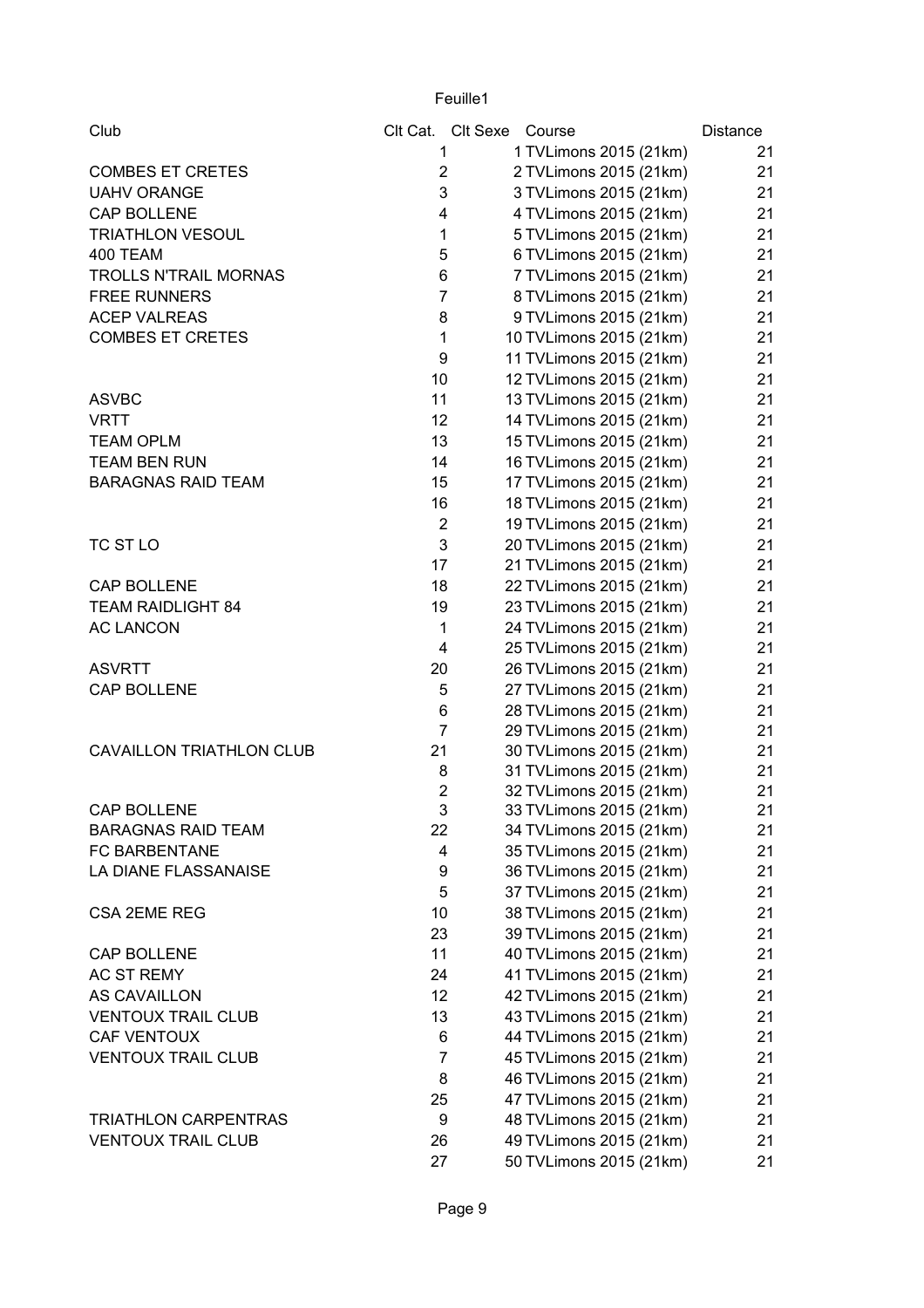| Club | Clt Cat. | Clt Sexe | Course | Distance |
|---|---|---|---|---|
| | 1 | 1 | TVLimons 2015 (21km) | 21 |
| COMBES ET CRETES | 2 | 2 | TVLimons 2015 (21km) | 21 |
| UAHV ORANGE | 3 | 3 | TVLimons 2015 (21km) | 21 |
| CAP BOLLENE | 4 | 4 | TVLimons 2015 (21km) | 21 |
| TRIATHLON VESOUL | 1 | 5 | TVLimons 2015 (21km) | 21 |
| 400 TEAM | 5 | 6 | TVLimons 2015 (21km) | 21 |
| TROLLS N'TRAIL MORNAS | 6 | 7 | TVLimons 2015 (21km) | 21 |
| FREE RUNNERS | 7 | 8 | TVLimons 2015 (21km) | 21 |
| ACEP VALREAS | 8 | 9 | TVLimons 2015 (21km) | 21 |
| COMBES ET CRETES | 1 | 10 | TVLimons 2015 (21km) | 21 |
| | 9 | 11 | TVLimons 2015 (21km) | 21 |
| | 10 | 12 | TVLimons 2015 (21km) | 21 |
| ASVBC | 11 | 13 | TVLimons 2015 (21km) | 21 |
| VRTT | 12 | 14 | TVLimons 2015 (21km) | 21 |
| TEAM OPLM | 13 | 15 | TVLimons 2015 (21km) | 21 |
| TEAM BEN RUN | 14 | 16 | TVLimons 2015 (21km) | 21 |
| BARAGNAS RAID TEAM | 15 | 17 | TVLimons 2015 (21km) | 21 |
| | 16 | 18 | TVLimons 2015 (21km) | 21 |
| | 2 | 19 | TVLimons 2015 (21km) | 21 |
| TC ST LO | 3 | 20 | TVLimons 2015 (21km) | 21 |
| | 17 | 21 | TVLimons 2015 (21km) | 21 |
| CAP BOLLENE | 18 | 22 | TVLimons 2015 (21km) | 21 |
| TEAM RAIDLIGHT 84 | 19 | 23 | TVLimons 2015 (21km) | 21 |
| AC LANCON | 1 | 24 | TVLimons 2015 (21km) | 21 |
| | 4 | 25 | TVLimons 2015 (21km) | 21 |
| ASVRTT | 20 | 26 | TVLimons 2015 (21km) | 21 |
| CAP BOLLENE | 5 | 27 | TVLimons 2015 (21km) | 21 |
| | 6 | 28 | TVLimons 2015 (21km) | 21 |
| | 7 | 29 | TVLimons 2015 (21km) | 21 |
| CAVAILLON TRIATHLON CLUB | 21 | 30 | TVLimons 2015 (21km) | 21 |
| | 8 | 31 | TVLimons 2015 (21km) | 21 |
| | 2 | 32 | TVLimons 2015 (21km) | 21 |
| CAP BOLLENE | 3 | 33 | TVLimons 2015 (21km) | 21 |
| BARAGNAS RAID TEAM | 22 | 34 | TVLimons 2015 (21km) | 21 |
| FC BARBENTANE | 4 | 35 | TVLimons 2015 (21km) | 21 |
| LA DIANE FLASSANAISE | 9 | 36 | TVLimons 2015 (21km) | 21 |
| | 5 | 37 | TVLimons 2015 (21km) | 21 |
| CSA 2EME REG | 10 | 38 | TVLimons 2015 (21km) | 21 |
| | 23 | 39 | TVLimons 2015 (21km) | 21 |
| CAP BOLLENE | 11 | 40 | TVLimons 2015 (21km) | 21 |
| AC ST REMY | 24 | 41 | TVLimons 2015 (21km) | 21 |
| AS CAVAILLON | 12 | 42 | TVLimons 2015 (21km) | 21 |
| VENTOUX TRAIL CLUB | 13 | 43 | TVLimons 2015 (21km) | 21 |
| CAF VENTOUX | 6 | 44 | TVLimons 2015 (21km) | 21 |
| VENTOUX TRAIL CLUB | 7 | 45 | TVLimons 2015 (21km) | 21 |
| | 8 | 46 | TVLimons 2015 (21km) | 21 |
| | 25 | 47 | TVLimons 2015 (21km) | 21 |
| TRIATHLON CARPENTRAS | 9 | 48 | TVLimons 2015 (21km) | 21 |
| VENTOUX TRAIL CLUB | 26 | 49 | TVLimons 2015 (21km) | 21 |
| | 27 | 50 | TVLimons 2015 (21km) | 21 |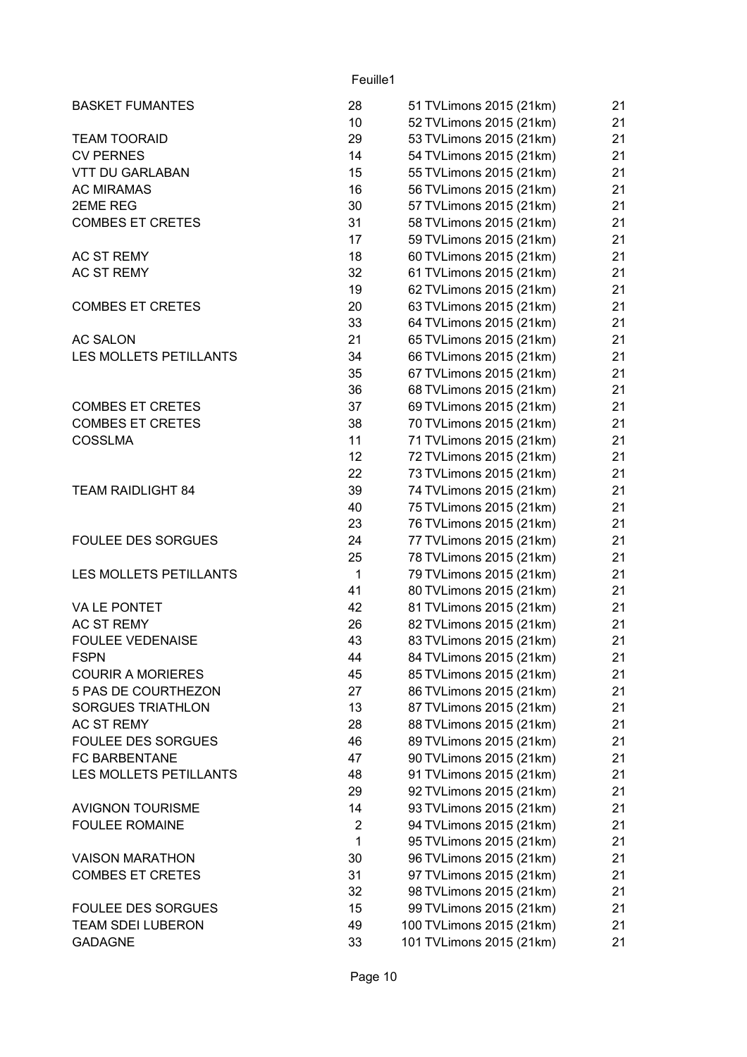| | | | |
|---|---|---|---|
| BASKET FUMANTES | 28 | 51 TVLimons 2015 (21km) | 21 |
| | 10 | 52 TVLimons 2015 (21km) | 21 |
| TEAM TOORAID | 29 | 53 TVLimons 2015 (21km) | 21 |
| CV PERNES | 14 | 54 TVLimons 2015 (21km) | 21 |
| VTT DU GARLABAN | 15 | 55 TVLimons 2015 (21km) | 21 |
| AC MIRAMAS | 16 | 56 TVLimons 2015 (21km) | 21 |
| 2EME REG | 30 | 57 TVLimons 2015 (21km) | 21 |
| COMBES ET CRETES | 31 | 58 TVLimons 2015 (21km) | 21 |
| | 17 | 59 TVLimons 2015 (21km) | 21 |
| AC ST REMY | 18 | 60 TVLimons 2015 (21km) | 21 |
| AC ST REMY | 32 | 61 TVLimons 2015 (21km) | 21 |
| | 19 | 62 TVLimons 2015 (21km) | 21 |
| COMBES ET CRETES | 20 | 63 TVLimons 2015 (21km) | 21 |
| | 33 | 64 TVLimons 2015 (21km) | 21 |
| AC SALON | 21 | 65 TVLimons 2015 (21km) | 21 |
| LES MOLLETS PETILLANTS | 34 | 66 TVLimons 2015 (21km) | 21 |
| | 35 | 67 TVLimons 2015 (21km) | 21 |
| | 36 | 68 TVLimons 2015 (21km) | 21 |
| COMBES ET CRETES | 37 | 69 TVLimons 2015 (21km) | 21 |
| COMBES ET CRETES | 38 | 70 TVLimons 2015 (21km) | 21 |
| COSSLMA | 11 | 71 TVLimons 2015 (21km) | 21 |
| | 12 | 72 TVLimons 2015 (21km) | 21 |
| | 22 | 73 TVLimons 2015 (21km) | 21 |
| TEAM RAIDLIGHT 84 | 39 | 74 TVLimons 2015 (21km) | 21 |
| | 40 | 75 TVLimons 2015 (21km) | 21 |
| | 23 | 76 TVLimons 2015 (21km) | 21 |
| FOULEE DES SORGUES | 24 | 77 TVLimons 2015 (21km) | 21 |
| | 25 | 78 TVLimons 2015 (21km) | 21 |
| LES MOLLETS PETILLANTS | 1 | 79 TVLimons 2015 (21km) | 21 |
| | 41 | 80 TVLimons 2015 (21km) | 21 |
| VA LE PONTET | 42 | 81 TVLimons 2015 (21km) | 21 |
| AC ST REMY | 26 | 82 TVLimons 2015 (21km) | 21 |
| FOULEE VEDENAISE | 43 | 83 TVLimons 2015 (21km) | 21 |
| FSPN | 44 | 84 TVLimons 2015 (21km) | 21 |
| COURIR A MORIERES | 45 | 85 TVLimons 2015 (21km) | 21 |
| 5 PAS DE COURTHEZON | 27 | 86 TVLimons 2015 (21km) | 21 |
| SORGUES TRIATHLON | 13 | 87 TVLimons 2015 (21km) | 21 |
| AC ST REMY | 28 | 88 TVLimons 2015 (21km) | 21 |
| FOULEE DES SORGUES | 46 | 89 TVLimons 2015 (21km) | 21 |
| FC BARBENTANE | 47 | 90 TVLimons 2015 (21km) | 21 |
| LES MOLLETS PETILLANTS | 48 | 91 TVLimons 2015 (21km) | 21 |
| | 29 | 92 TVLimons 2015 (21km) | 21 |
| AVIGNON TOURISME | 14 | 93 TVLimons 2015 (21km) | 21 |
| FOULEE ROMAINE | 2 | 94 TVLimons 2015 (21km) | 21 |
| | 1 | 95 TVLimons 2015 (21km) | 21 |
| VAISON MARATHON | 30 | 96 TVLimons 2015 (21km) | 21 |
| COMBES ET CRETES | 31 | 97 TVLimons 2015 (21km) | 21 |
| | 32 | 98 TVLimons 2015 (21km) | 21 |
| FOULEE DES SORGUES | 15 | 99 TVLimons 2015 (21km) | 21 |
| TEAM SDEI LUBERON | 49 | 100 TVLimons 2015 (21km) | 21 |
| GADAGNE | 33 | 101 TVLimons 2015 (21km) | 21 |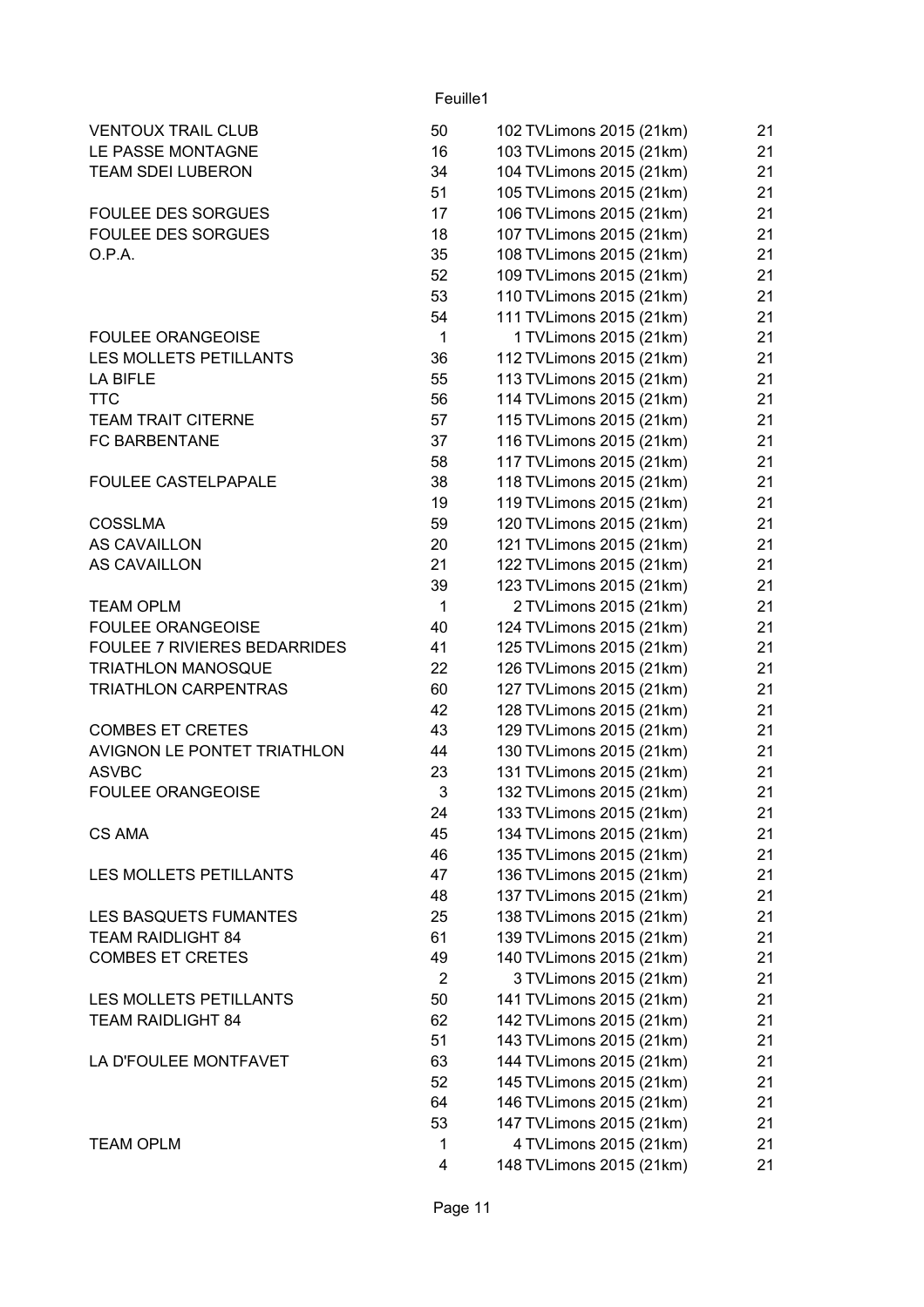| | | | |
|---|---|---|---|
| VENTOUX TRAIL CLUB | 50 | 102 TVLimons 2015 (21km) | 21 |
| LE PASSE MONTAGNE | 16 | 103 TVLimons 2015 (21km) | 21 |
| TEAM SDEI LUBERON | 34 | 104 TVLimons 2015 (21km) | 21 |
| | 51 | 105 TVLimons 2015 (21km) | 21 |
| FOULEE DES SORGUES | 17 | 106 TVLimons 2015 (21km) | 21 |
| FOULEE DES SORGUES | 18 | 107 TVLimons 2015 (21km) | 21 |
| O.P.A. | 35 | 108 TVLimons 2015 (21km) | 21 |
| | 52 | 109 TVLimons 2015 (21km) | 21 |
| | 53 | 110 TVLimons 2015 (21km) | 21 |
| | 54 | 111 TVLimons 2015 (21km) | 21 |
| FOULEE ORANGEOISE | 1 | 1 TVLimons 2015 (21km) | 21 |
| LES MOLLETS PETILLANTS | 36 | 112 TVLimons 2015 (21km) | 21 |
| LA BIFLE | 55 | 113 TVLimons 2015 (21km) | 21 |
| TTC | 56 | 114 TVLimons 2015 (21km) | 21 |
| TEAM TRAIT CITERNE | 57 | 115 TVLimons 2015 (21km) | 21 |
| FC BARBENTANE | 37 | 116 TVLimons 2015 (21km) | 21 |
| | 58 | 117 TVLimons 2015 (21km) | 21 |
| FOULEE CASTELPAPALE | 38 | 118 TVLimons 2015 (21km) | 21 |
| | 19 | 119 TVLimons 2015 (21km) | 21 |
| COSSLMA | 59 | 120 TVLimons 2015 (21km) | 21 |
| AS CAVAILLON | 20 | 121 TVLimons 2015 (21km) | 21 |
| AS CAVAILLON | 21 | 122 TVLimons 2015 (21km) | 21 |
| | 39 | 123 TVLimons 2015 (21km) | 21 |
| TEAM OPLM | 1 | 2 TVLimons 2015 (21km) | 21 |
| FOULEE ORANGEOISE | 40 | 124 TVLimons 2015 (21km) | 21 |
| FOULEE 7 RIVIERES BEDARRIDES | 41 | 125 TVLimons 2015 (21km) | 21 |
| TRIATHLON MANOSQUE | 22 | 126 TVLimons 2015 (21km) | 21 |
| TRIATHLON CARPENTRAS | 60 | 127 TVLimons 2015 (21km) | 21 |
| | 42 | 128 TVLimons 2015 (21km) | 21 |
| COMBES ET CRETES | 43 | 129 TVLimons 2015 (21km) | 21 |
| AVIGNON LE PONTET TRIATHLON | 44 | 130 TVLimons 2015 (21km) | 21 |
| ASVBC | 23 | 131 TVLimons 2015 (21km) | 21 |
| FOULEE ORANGEOISE | 3 | 132 TVLimons 2015 (21km) | 21 |
| | 24 | 133 TVLimons 2015 (21km) | 21 |
| CS AMA | 45 | 134 TVLimons 2015 (21km) | 21 |
| | 46 | 135 TVLimons 2015 (21km) | 21 |
| LES MOLLETS PETILLANTS | 47 | 136 TVLimons 2015 (21km) | 21 |
| | 48 | 137 TVLimons 2015 (21km) | 21 |
| LES BASQUETS FUMANTES | 25 | 138 TVLimons 2015 (21km) | 21 |
| TEAM RAIDLIGHT 84 | 61 | 139 TVLimons 2015 (21km) | 21 |
| COMBES ET CRETES | 49 | 140 TVLimons 2015 (21km) | 21 |
| | 2 | 3 TVLimons 2015 (21km) | 21 |
| LES MOLLETS PETILLANTS | 50 | 141 TVLimons 2015 (21km) | 21 |
| TEAM RAIDLIGHT 84 | 62 | 142 TVLimons 2015 (21km) | 21 |
| | 51 | 143 TVLimons 2015 (21km) | 21 |
| LA D'FOULEE MONTFAVET | 63 | 144 TVLimons 2015 (21km) | 21 |
| | 52 | 145 TVLimons 2015 (21km) | 21 |
| | 64 | 146 TVLimons 2015 (21km) | 21 |
| | 53 | 147 TVLimons 2015 (21km) | 21 |
| TEAM OPLM | 1 | 4 TVLimons 2015 (21km) | 21 |
| | 4 | 148 TVLimons 2015 (21km) | 21 |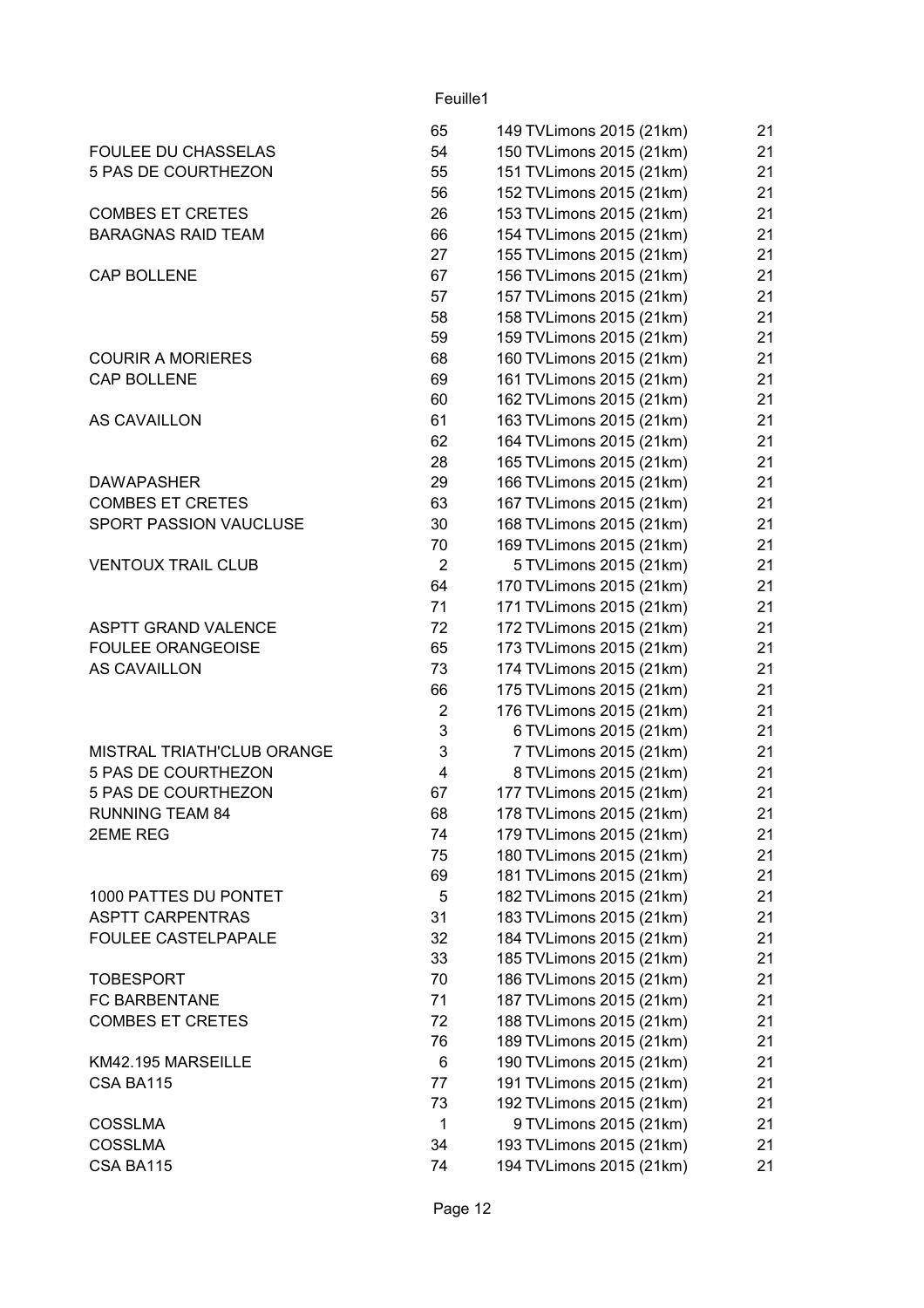| | | | |
|---|---|---|---|
| | 65 | 149 TVLimons 2015 (21km) | 21 |
| FOULEE DU CHASSELAS | 54 | 150 TVLimons 2015 (21km) | 21 |
| 5 PAS DE COURTHEZON | 55 | 151 TVLimons 2015 (21km) | 21 |
| | 56 | 152 TVLimons 2015 (21km) | 21 |
| COMBES ET CRETES | 26 | 153 TVLimons 2015 (21km) | 21 |
| BARAGNAS RAID TEAM | 66 | 154 TVLimons 2015 (21km) | 21 |
| | 27 | 155 TVLimons 2015 (21km) | 21 |
| CAP BOLLENE | 67 | 156 TVLimons 2015 (21km) | 21 |
| | 57 | 157 TVLimons 2015 (21km) | 21 |
| | 58 | 158 TVLimons 2015 (21km) | 21 |
| | 59 | 159 TVLimons 2015 (21km) | 21 |
| COURIR A MORIERES | 68 | 160 TVLimons 2015 (21km) | 21 |
| CAP BOLLENE | 69 | 161 TVLimons 2015 (21km) | 21 |
| | 60 | 162 TVLimons 2015 (21km) | 21 |
| AS CAVAILLON | 61 | 163 TVLimons 2015 (21km) | 21 |
| | 62 | 164 TVLimons 2015 (21km) | 21 |
| | 28 | 165 TVLimons 2015 (21km) | 21 |
| DAWAPASHER | 29 | 166 TVLimons 2015 (21km) | 21 |
| COMBES ET CRETES | 63 | 167 TVLimons 2015 (21km) | 21 |
| SPORT PASSION VAUCLUSE | 30 | 168 TVLimons 2015 (21km) | 21 |
| | 70 | 169 TVLimons 2015 (21km) | 21 |
| VENTOUX TRAIL CLUB | 2 | 5 TVLimons 2015 (21km) | 21 |
| | 64 | 170 TVLimons 2015 (21km) | 21 |
| | 71 | 171 TVLimons 2015 (21km) | 21 |
| ASPTT GRAND VALENCE | 72 | 172 TVLimons 2015 (21km) | 21 |
| FOULEE ORANGEOISE | 65 | 173 TVLimons 2015 (21km) | 21 |
| AS CAVAILLON | 73 | 174 TVLimons 2015 (21km) | 21 |
| | 66 | 175 TVLimons 2015 (21km) | 21 |
| | 2 | 176 TVLimons 2015 (21km) | 21 |
| | 3 | 6 TVLimons 2015 (21km) | 21 |
| MISTRAL TRIATH'CLUB ORANGE | 3 | 7 TVLimons 2015 (21km) | 21 |
| 5 PAS DE COURTHEZON | 4 | 8 TVLimons 2015 (21km) | 21 |
| 5 PAS DE COURTHEZON | 67 | 177 TVLimons 2015 (21km) | 21 |
| RUNNING TEAM 84 | 68 | 178 TVLimons 2015 (21km) | 21 |
| 2EME REG | 74 | 179 TVLimons 2015 (21km) | 21 |
| | 75 | 180 TVLimons 2015 (21km) | 21 |
| | 69 | 181 TVLimons 2015 (21km) | 21 |
| 1000 PATTES DU PONTET | 5 | 182 TVLimons 2015 (21km) | 21 |
| ASPTT CARPENTRAS | 31 | 183 TVLimons 2015 (21km) | 21 |
| FOULEE CASTELPAPALE | 32 | 184 TVLimons 2015 (21km) | 21 |
| | 33 | 185 TVLimons 2015 (21km) | 21 |
| TOBESPORT | 70 | 186 TVLimons 2015 (21km) | 21 |
| FC BARBENTANE | 71 | 187 TVLimons 2015 (21km) | 21 |
| COMBES ET CRETES | 72 | 188 TVLimons 2015 (21km) | 21 |
| | 76 | 189 TVLimons 2015 (21km) | 21 |
| KM42.195 MARSEILLE | 6 | 190 TVLimons 2015 (21km) | 21 |
| CSA BA115 | 77 | 191 TVLimons 2015 (21km) | 21 |
| | 73 | 192 TVLimons 2015 (21km) | 21 |
| COSSLMA | 1 | 9 TVLimons 2015 (21km) | 21 |
| COSSLMA | 34 | 193 TVLimons 2015 (21km) | 21 |
| CSA BA115 | 74 | 194 TVLimons 2015 (21km) | 21 |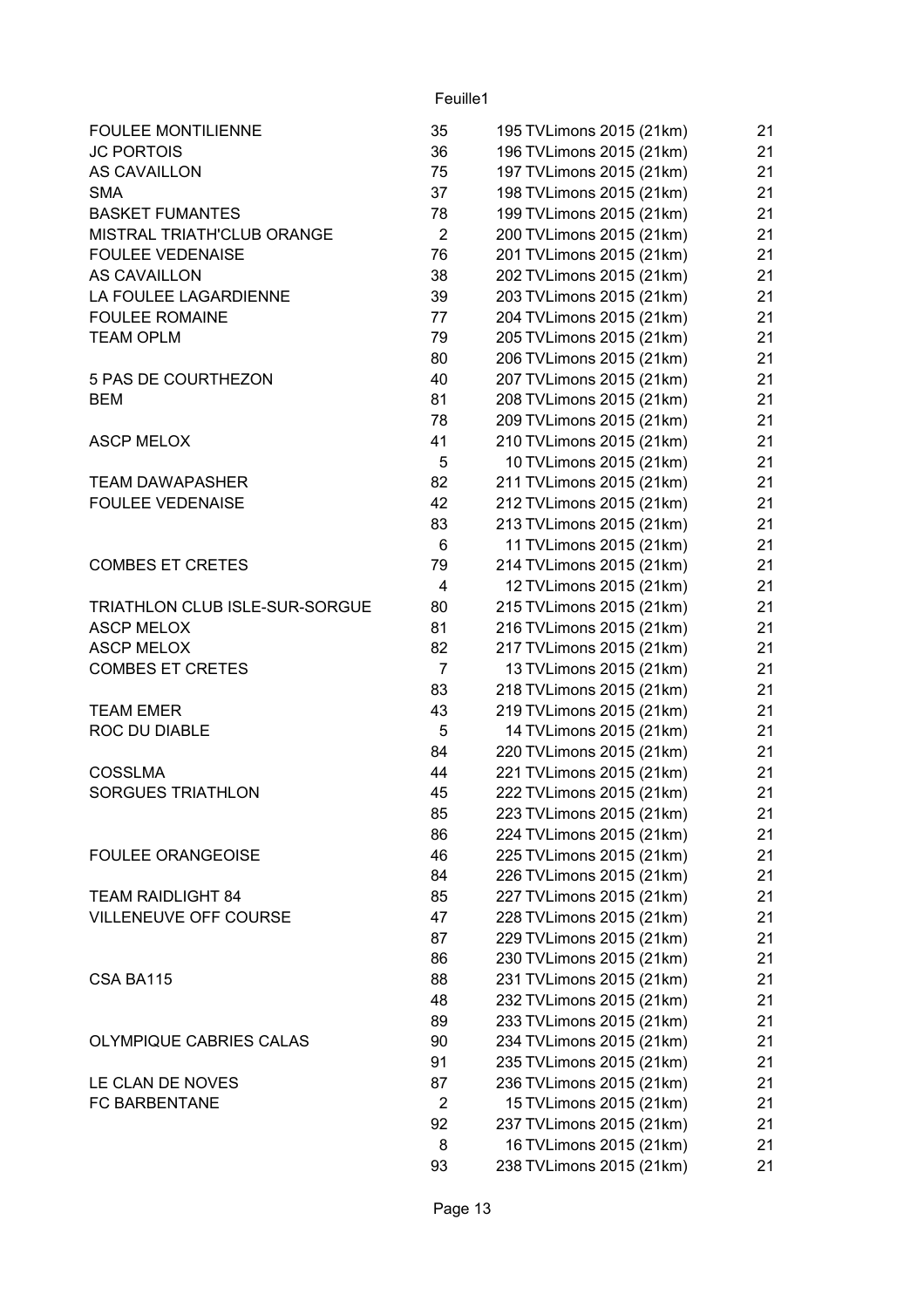| | | | |
|---|---|---|---|
| FOULEE MONTILIENNE | 35 | 195 TVLimons 2015 (21km) | 21 |
| JC PORTOIS | 36 | 196 TVLimons 2015 (21km) | 21 |
| AS CAVAILLON | 75 | 197 TVLimons 2015 (21km) | 21 |
| SMA | 37 | 198 TVLimons 2015 (21km) | 21 |
| BASKET FUMANTES | 78 | 199 TVLimons 2015 (21km) | 21 |
| MISTRAL TRIATH'CLUB ORANGE | 2 | 200 TVLimons 2015 (21km) | 21 |
| FOULEE VEDENAISE | 76 | 201 TVLimons 2015 (21km) | 21 |
| AS CAVAILLON | 38 | 202 TVLimons 2015 (21km) | 21 |
| LA FOULEE LAGARDIENNE | 39 | 203 TVLimons 2015 (21km) | 21 |
| FOULEE ROMAINE | 77 | 204 TVLimons 2015 (21km) | 21 |
| TEAM OPLM | 79 | 205 TVLimons 2015 (21km) | 21 |
| | 80 | 206 TVLimons 2015 (21km) | 21 |
| 5 PAS DE COURTHEZON | 40 | 207 TVLimons 2015 (21km) | 21 |
| BEM | 81 | 208 TVLimons 2015 (21km) | 21 |
| | 78 | 209 TVLimons 2015 (21km) | 21 |
| ASCP MELOX | 41 | 210 TVLimons 2015 (21km) | 21 |
| | 5 | 10 TVLimons 2015 (21km) | 21 |
| TEAM DAWAPASHER | 82 | 211 TVLimons 2015 (21km) | 21 |
| FOULEE VEDENAISE | 42 | 212 TVLimons 2015 (21km) | 21 |
| | 83 | 213 TVLimons 2015 (21km) | 21 |
| | 6 | 11 TVLimons 2015 (21km) | 21 |
| COMBES ET CRETES | 79 | 214 TVLimons 2015 (21km) | 21 |
| | 4 | 12 TVLimons 2015 (21km) | 21 |
| TRIATHLON CLUB ISLE-SUR-SORGUE | 80 | 215 TVLimons 2015 (21km) | 21 |
| ASCP MELOX | 81 | 216 TVLimons 2015 (21km) | 21 |
| ASCP MELOX | 82 | 217 TVLimons 2015 (21km) | 21 |
| COMBES ET CRETES | 7 | 13 TVLimons 2015 (21km) | 21 |
| | 83 | 218 TVLimons 2015 (21km) | 21 |
| TEAM EMER | 43 | 219 TVLimons 2015 (21km) | 21 |
| ROC DU DIABLE | 5 | 14 TVLimons 2015 (21km) | 21 |
| | 84 | 220 TVLimons 2015 (21km) | 21 |
| COSSLMA | 44 | 221 TVLimons 2015 (21km) | 21 |
| SORGUES TRIATHLON | 45 | 222 TVLimons 2015 (21km) | 21 |
| | 85 | 223 TVLimons 2015 (21km) | 21 |
| | 86 | 224 TVLimons 2015 (21km) | 21 |
| FOULEE ORANGEOISE | 46 | 225 TVLimons 2015 (21km) | 21 |
| | 84 | 226 TVLimons 2015 (21km) | 21 |
| TEAM RAIDLIGHT 84 | 85 | 227 TVLimons 2015 (21km) | 21 |
| VILLENEUVE OFF COURSE | 47 | 228 TVLimons 2015 (21km) | 21 |
| | 87 | 229 TVLimons 2015 (21km) | 21 |
| | 86 | 230 TVLimons 2015 (21km) | 21 |
| CSA BA115 | 88 | 231 TVLimons 2015 (21km) | 21 |
| | 48 | 232 TVLimons 2015 (21km) | 21 |
| | 89 | 233 TVLimons 2015 (21km) | 21 |
| OLYMPIQUE CABRIES CALAS | 90 | 234 TVLimons 2015 (21km) | 21 |
| | 91 | 235 TVLimons 2015 (21km) | 21 |
| LE CLAN DE NOVES | 87 | 236 TVLimons 2015 (21km) | 21 |
| FC BARBENTANE | 2 | 15 TVLimons 2015 (21km) | 21 |
| | 92 | 237 TVLimons 2015 (21km) | 21 |
| | 8 | 16 TVLimons 2015 (21km) | 21 |
| | 93 | 238 TVLimons 2015 (21km) | 21 |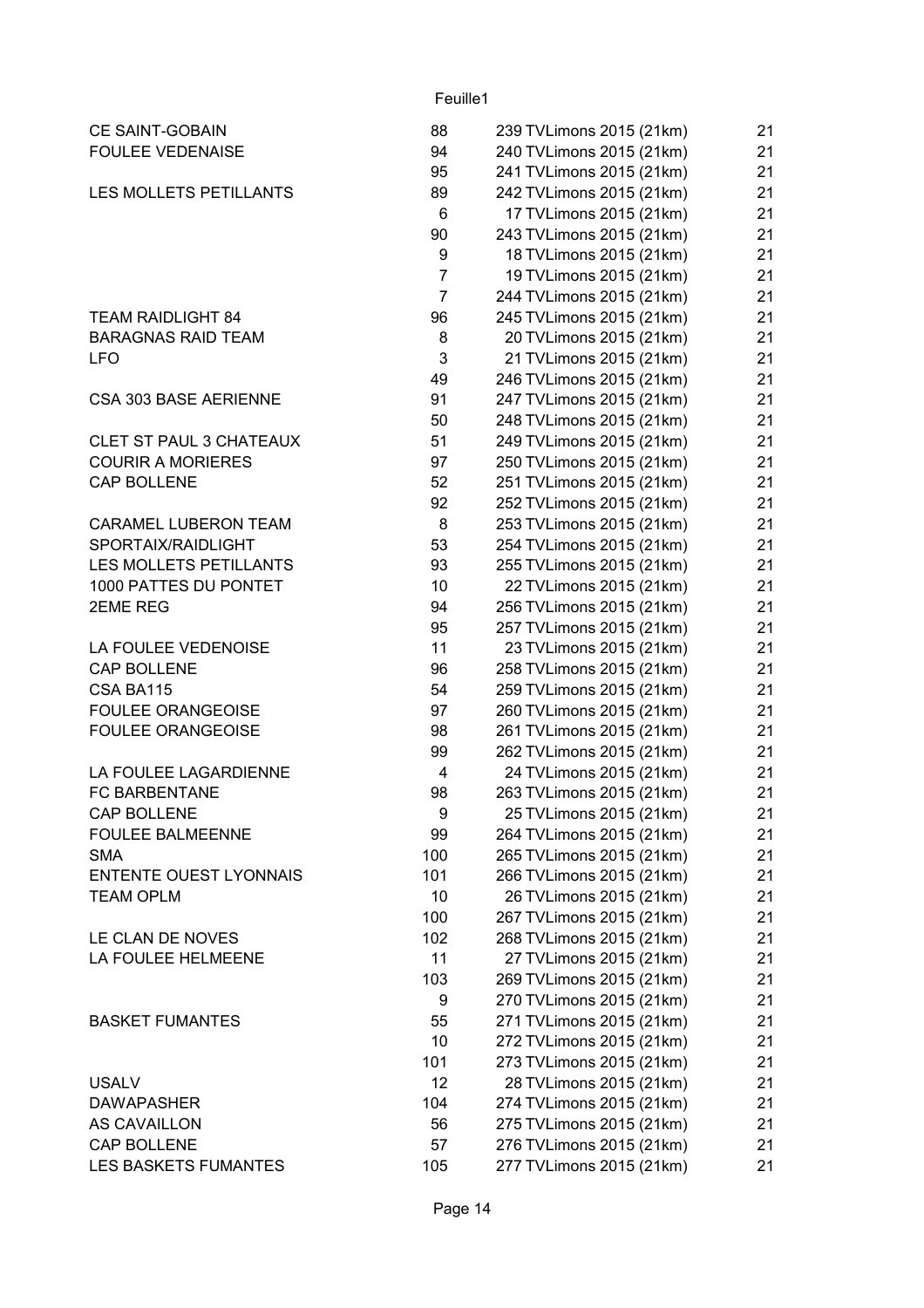| | | | |
|---|---|---|---|
| CE SAINT-GOBAIN | 88 | 239 TVLimons 2015 (21km) | 21 |
| FOULEE VEDENAISE | 94 | 240 TVLimons 2015 (21km) | 21 |
| | 95 | 241 TVLimons 2015 (21km) | 21 |
| LES MOLLETS PETILLANTS | 89 | 242 TVLimons 2015 (21km) | 21 |
| | 6 | 17 TVLimons 2015 (21km) | 21 |
| | 90 | 243 TVLimons 2015 (21km) | 21 |
| | 9 | 18 TVLimons 2015 (21km) | 21 |
| | 7 | 19 TVLimons 2015 (21km) | 21 |
| | 7 | 244 TVLimons 2015 (21km) | 21 |
| TEAM RAIDLIGHT 84 | 96 | 245 TVLimons 2015 (21km) | 21 |
| BARAGNAS RAID TEAM | 8 | 20 TVLimons 2015 (21km) | 21 |
| LFO | 3 | 21 TVLimons 2015 (21km) | 21 |
| | 49 | 246 TVLimons 2015 (21km) | 21 |
| CSA 303 BASE AERIENNE | 91 | 247 TVLimons 2015 (21km) | 21 |
| | 50 | 248 TVLimons 2015 (21km) | 21 |
| CLET ST PAUL 3 CHATEAUX | 51 | 249 TVLimons 2015 (21km) | 21 |
| COURIR A MORIERES | 97 | 250 TVLimons 2015 (21km) | 21 |
| CAP BOLLENE | 52 | 251 TVLimons 2015 (21km) | 21 |
| | 92 | 252 TVLimons 2015 (21km) | 21 |
| CARAMEL LUBERON TEAM | 8 | 253 TVLimons 2015 (21km) | 21 |
| SPORTAIX/RAIDLIGHT | 53 | 254 TVLimons 2015 (21km) | 21 |
| LES MOLLETS PETILLANTS | 93 | 255 TVLimons 2015 (21km) | 21 |
| 1000 PATTES DU PONTET | 10 | 22 TVLimons 2015 (21km) | 21 |
| 2EME REG | 94 | 256 TVLimons 2015 (21km) | 21 |
| | 95 | 257 TVLimons 2015 (21km) | 21 |
| LA FOULEE VEDENOISE | 11 | 23 TVLimons 2015 (21km) | 21 |
| CAP BOLLENE | 96 | 258 TVLimons 2015 (21km) | 21 |
| CSA BA115 | 54 | 259 TVLimons 2015 (21km) | 21 |
| FOULEE ORANGEOISE | 97 | 260 TVLimons 2015 (21km) | 21 |
| FOULEE ORANGEOISE | 98 | 261 TVLimons 2015 (21km) | 21 |
| | 99 | 262 TVLimons 2015 (21km) | 21 |
| LA FOULEE LAGARDIENNE | 4 | 24 TVLimons 2015 (21km) | 21 |
| FC BARBENTANE | 98 | 263 TVLimons 2015 (21km) | 21 |
| CAP BOLLENE | 9 | 25 TVLimons 2015 (21km) | 21 |
| FOULEE BALMEENNE | 99 | 264 TVLimons 2015 (21km) | 21 |
| SMA | 100 | 265 TVLimons 2015 (21km) | 21 |
| ENTENTE OUEST LYONNAIS | 101 | 266 TVLimons 2015 (21km) | 21 |
| TEAM OPLM | 10 | 26 TVLimons 2015 (21km) | 21 |
| | 100 | 267 TVLimons 2015 (21km) | 21 |
| LE CLAN DE NOVES | 102 | 268 TVLimons 2015 (21km) | 21 |
| LA FOULEE HELMEENE | 11 | 27 TVLimons 2015 (21km) | 21 |
| | 103 | 269 TVLimons 2015 (21km) | 21 |
| | 9 | 270 TVLimons 2015 (21km) | 21 |
| BASKET FUMANTES | 55 | 271 TVLimons 2015 (21km) | 21 |
| | 10 | 272 TVLimons 2015 (21km) | 21 |
| | 101 | 273 TVLimons 2015 (21km) | 21 |
| USALV | 12 | 28 TVLimons 2015 (21km) | 21 |
| DAWAPASHER | 104 | 274 TVLimons 2015 (21km) | 21 |
| AS CAVAILLON | 56 | 275 TVLimons 2015 (21km) | 21 |
| CAP BOLLENE | 57 | 276 TVLimons 2015 (21km) | 21 |
| LES BASKETS FUMANTES | 105 | 277 TVLimons 2015 (21km) | 21 |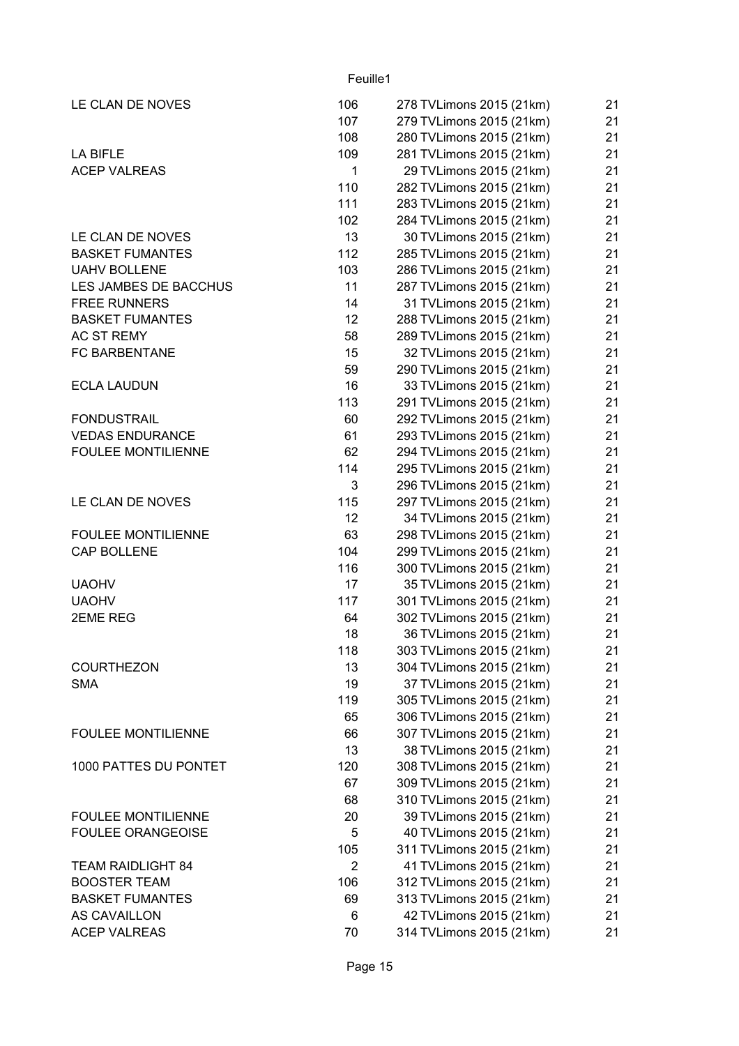| | | | |
|---|---|---|---|
| LE CLAN DE NOVES | 106 | 278 TVLimons 2015 (21km) | 21 |
| | 107 | 279 TVLimons 2015 (21km) | 21 |
| | 108 | 280 TVLimons 2015 (21km) | 21 |
| LA BIFLE | 109 | 281 TVLimons 2015 (21km) | 21 |
| ACEP VALREAS | 1 | 29 TVLimons 2015 (21km) | 21 |
| | 110 | 282 TVLimons 2015 (21km) | 21 |
| | 111 | 283 TVLimons 2015 (21km) | 21 |
| | 102 | 284 TVLimons 2015 (21km) | 21 |
| LE CLAN DE NOVES | 13 | 30 TVLimons 2015 (21km) | 21 |
| BASKET FUMANTES | 112 | 285 TVLimons 2015 (21km) | 21 |
| UAHV BOLLENE | 103 | 286 TVLimons 2015 (21km) | 21 |
| LES JAMBES DE BACCHUS | 11 | 287 TVLimons 2015 (21km) | 21 |
| FREE RUNNERS | 14 | 31 TVLimons 2015 (21km) | 21 |
| BASKET FUMANTES | 12 | 288 TVLimons 2015 (21km) | 21 |
| AC ST REMY | 58 | 289 TVLimons 2015 (21km) | 21 |
| FC BARBENTANE | 15 | 32 TVLimons 2015 (21km) | 21 |
| | 59 | 290 TVLimons 2015 (21km) | 21 |
| ECLA LAUDUN | 16 | 33 TVLimons 2015 (21km) | 21 |
| | 113 | 291 TVLimons 2015 (21km) | 21 |
| FONDUSTRAIL | 60 | 292 TVLimons 2015 (21km) | 21 |
| VEDAS ENDURANCE | 61 | 293 TVLimons 2015 (21km) | 21 |
| FOULEE MONTILIENNE | 62 | 294 TVLimons 2015 (21km) | 21 |
| | 114 | 295 TVLimons 2015 (21km) | 21 |
| | 3 | 296 TVLimons 2015 (21km) | 21 |
| LE CLAN DE NOVES | 115 | 297 TVLimons 2015 (21km) | 21 |
| | 12 | 34 TVLimons 2015 (21km) | 21 |
| FOULEE MONTILIENNE | 63 | 298 TVLimons 2015 (21km) | 21 |
| CAP BOLLENE | 104 | 299 TVLimons 2015 (21km) | 21 |
| | 116 | 300 TVLimons 2015 (21km) | 21 |
| UAOHV | 17 | 35 TVLimons 2015 (21km) | 21 |
| UAOHV | 117 | 301 TVLimons 2015 (21km) | 21 |
| 2EME REG | 64 | 302 TVLimons 2015 (21km) | 21 |
| | 18 | 36 TVLimons 2015 (21km) | 21 |
| | 118 | 303 TVLimons 2015 (21km) | 21 |
| COURTHEZON | 13 | 304 TVLimons 2015 (21km) | 21 |
| SMA | 19 | 37 TVLimons 2015 (21km) | 21 |
| | 119 | 305 TVLimons 2015 (21km) | 21 |
| | 65 | 306 TVLimons 2015 (21km) | 21 |
| FOULEE MONTILIENNE | 66 | 307 TVLimons 2015 (21km) | 21 |
| | 13 | 38 TVLimons 2015 (21km) | 21 |
| 1000 PATTES DU PONTET | 120 | 308 TVLimons 2015 (21km) | 21 |
| | 67 | 309 TVLimons 2015 (21km) | 21 |
| | 68 | 310 TVLimons 2015 (21km) | 21 |
| FOULEE MONTILIENNE | 20 | 39 TVLimons 2015 (21km) | 21 |
| FOULEE ORANGEOISE | 5 | 40 TVLimons 2015 (21km) | 21 |
| | 105 | 311 TVLimons 2015 (21km) | 21 |
| TEAM RAIDLIGHT 84 | 2 | 41 TVLimons 2015 (21km) | 21 |
| BOOSTER TEAM | 106 | 312 TVLimons 2015 (21km) | 21 |
| BASKET FUMANTES | 69 | 313 TVLimons 2015 (21km) | 21 |
| AS CAVAILLON | 6 | 42 TVLimons 2015 (21km) | 21 |
| ACEP VALREAS | 70 | 314 TVLimons 2015 (21km) | 21 |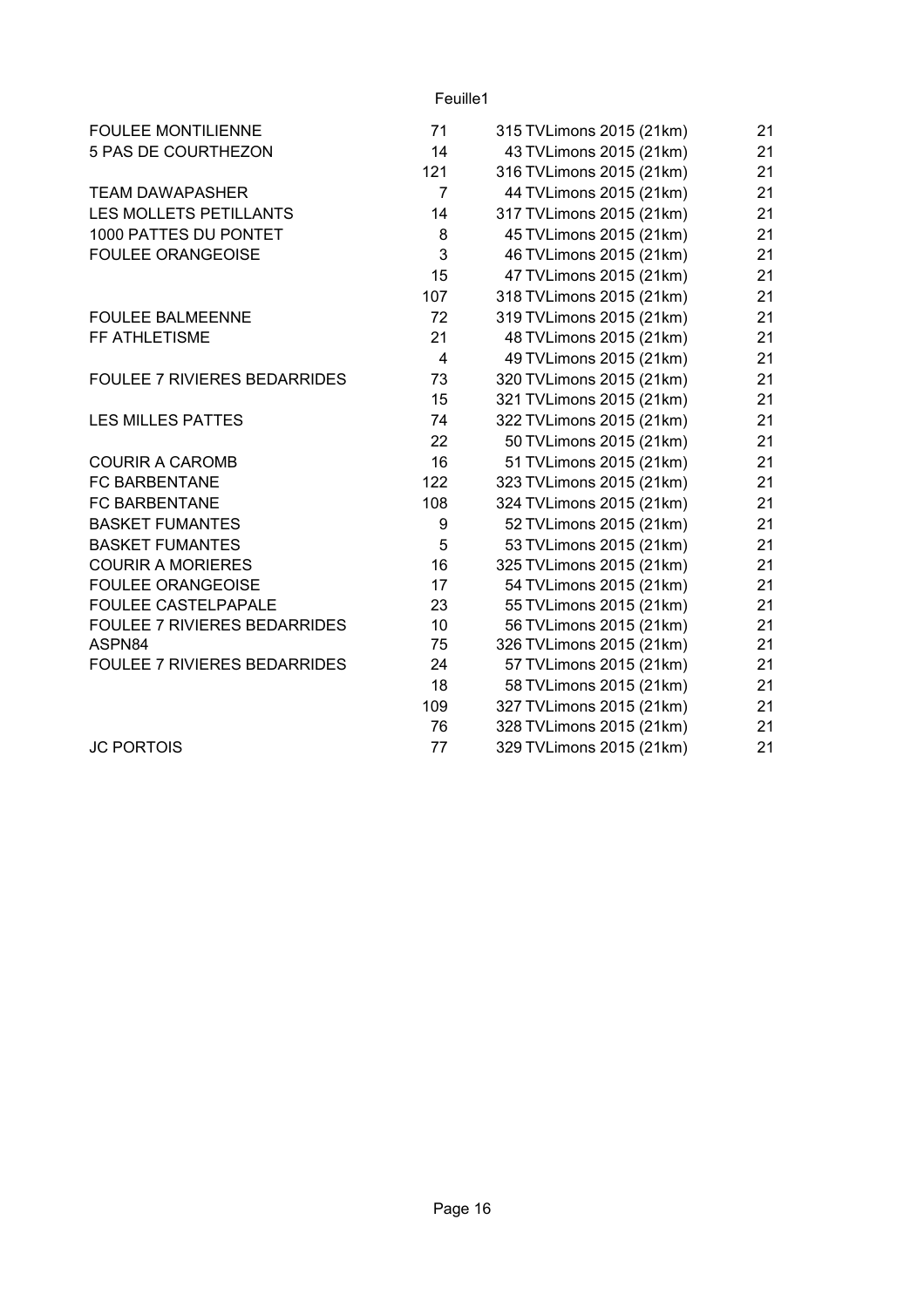| | | | | |
|---|---|---|---|---|
| FOULEE MONTILIENNE | 71 | 315 | TVLimons 2015 (21km) | 21 |
| 5 PAS DE COURTHEZON | 14 | 43 | TVLimons 2015 (21km) | 21 |
| | 121 | 316 | TVLimons 2015 (21km) | 21 |
| TEAM DAWAPASHER | 7 | 44 | TVLimons 2015 (21km) | 21 |
| LES MOLLETS PETILLANTS | 14 | 317 | TVLimons 2015 (21km) | 21 |
| 1000 PATTES DU PONTET | 8 | 45 | TVLimons 2015 (21km) | 21 |
| FOULEE ORANGEOISE | 3 | 46 | TVLimons 2015 (21km) | 21 |
| | 15 | 47 | TVLimons 2015 (21km) | 21 |
| | 107 | 318 | TVLimons 2015 (21km) | 21 |
| FOULEE BALMEENNE | 72 | 319 | TVLimons 2015 (21km) | 21 |
| FF ATHLETISME | 21 | 48 | TVLimons 2015 (21km) | 21 |
| | 4 | 49 | TVLimons 2015 (21km) | 21 |
| FOULEE 7 RIVIERES BEDARRIDES | 73 | 320 | TVLimons 2015 (21km) | 21 |
| | 15 | 321 | TVLimons 2015 (21km) | 21 |
| LES MILLES PATTES | 74 | 322 | TVLimons 2015 (21km) | 21 |
| | 22 | 50 | TVLimons 2015 (21km) | 21 |
| COURIR A CAROMB | 16 | 51 | TVLimons 2015 (21km) | 21 |
| FC BARBENTANE | 122 | 323 | TVLimons 2015 (21km) | 21 |
| FC BARBENTANE | 108 | 324 | TVLimons 2015 (21km) | 21 |
| BASKET FUMANTES | 9 | 52 | TVLimons 2015 (21km) | 21 |
| BASKET FUMANTES | 5 | 53 | TVLimons 2015 (21km) | 21 |
| COURIR A MORIERES | 16 | 325 | TVLimons 2015 (21km) | 21 |
| FOULEE ORANGEOISE | 17 | 54 | TVLimons 2015 (21km) | 21 |
| FOULEE CASTELPAPALE | 23 | 55 | TVLimons 2015 (21km) | 21 |
| FOULEE 7 RIVIERES BEDARRIDES | 10 | 56 | TVLimons 2015 (21km) | 21 |
| ASPN84 | 75 | 326 | TVLimons 2015 (21km) | 21 |
| FOULEE 7 RIVIERES BEDARRIDES | 24 | 57 | TVLimons 2015 (21km) | 21 |
| | 18 | 58 | TVLimons 2015 (21km) | 21 |
| | 109 | 327 | TVLimons 2015 (21km) | 21 |
| | 76 | 328 | TVLimons 2015 (21km) | 21 |
| JC PORTOIS | 77 | 329 | TVLimons 2015 (21km) | 21 |